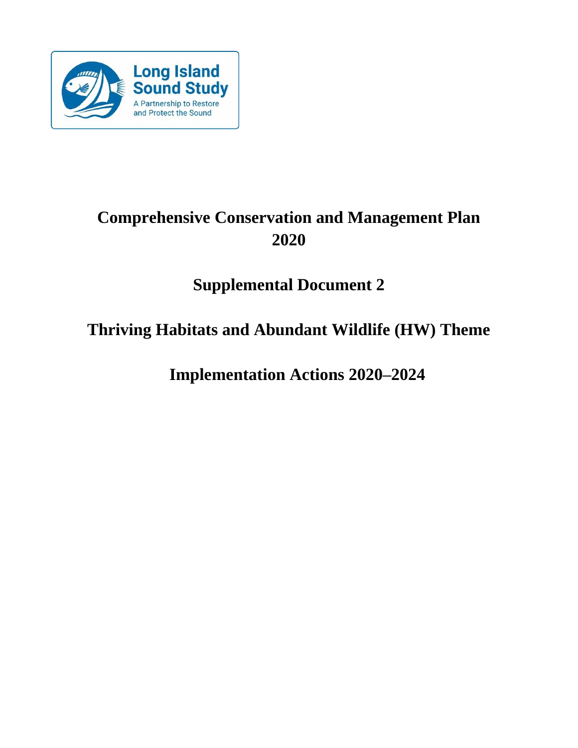Long Island Sound Study

A Partnership to Restore and Protect the Sound

# Comprehensive Conservation and Management Plan 2020

## Supplemental Document 2

## Thriving Habitats and Abundant Wildlife (HW) Theme

## Implementation Actions 2020–2024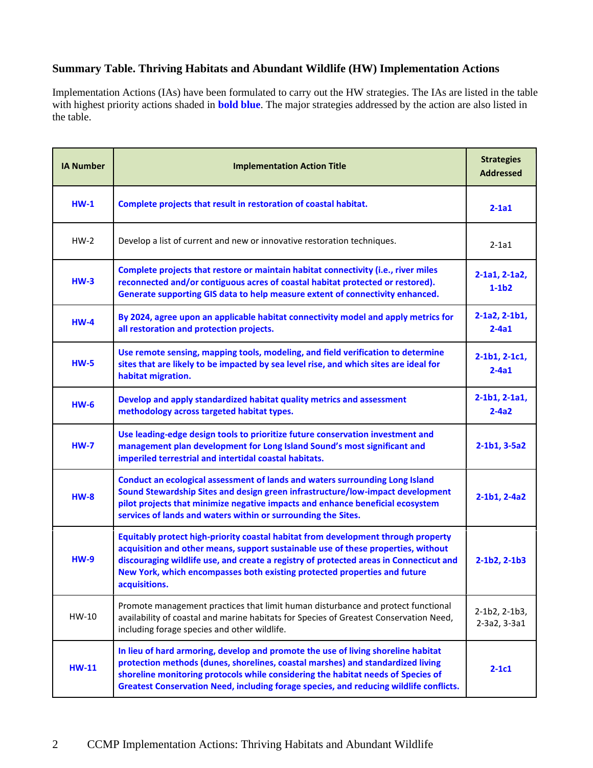## Summary Table. Thriving Habitats and Abundant Wildlife (HW) Implementation Actions

Implementation Actions (IAs) have been formulated to carry out the HW strategies. The IAs are listed in the table with highest priority actions shaded in **bold blue**. The major strategies addressed by the action are also listed in the table.

| IA Number | Implementation Action Title | Strategies Addressed |
|---|---|---|
| **HW-1** | **Complete projects that result in restoration of coastal habitat.** | **2-1a1** |
| HW-2 | Develop a list of current and new or innovative restoration techniques. | 2-1a1 |
| **HW-3** | **Complete projects that restore or maintain habitat connectivity (i.e., river miles reconnected and/or contiguous acres of coastal habitat protected or restored). Generate supporting GIS data to help measure extent of connectivity enhanced.** | **2-1a1, 2-1a2, 1-1b2** |
| **HW-4** | **By 2024, agree upon an applicable habitat connectivity model and apply metrics for all restoration and protection projects.** | **2-1a2, 2-1b1, 2-4a1** |
| **HW-5** | **Use remote sensing, mapping tools, modeling, and field verification to determine sites that are likely to be impacted by sea level rise, and which sites are ideal for habitat migration.** | **2-1b1, 2-1c1, 2-4a1** |
| **HW-6** | **Develop and apply standardized habitat quality metrics and assessment methodology across targeted habitat types.** | **2-1b1, 2-1a1, 2-4a2** |
| **HW-7** | **Use leading-edge design tools to prioritize future conservation investment and management plan development for Long Island Sound's most significant and imperiled terrestrial and intertidal coastal habitats.** | **2-1b1, 3-5a2** |
| **HW-8** | **Conduct an ecological assessment of lands and waters surrounding Long Island Sound Stewardship Sites and design green infrastructure/low-impact development pilot projects that minimize negative impacts and enhance beneficial ecosystem services of lands and waters within or surrounding the Sites.** | **2-1b1, 2-4a2** |
| **HW-9** | **Equitably protect high-priority coastal habitat from development through property acquisition and other means, support sustainable use of these properties, without discouraging wildlife use, and create a registry of protected areas in Connecticut and New York, which encompasses both existing protected properties and future acquisitions.** | **2-1b2, 2-1b3** |
| HW-10 | Promote management practices that limit human disturbance and protect functional availability of coastal and marine habitats for Species of Greatest Conservation Need, including forage species and other wildlife. | 2-1b2, 2-1b3, 2-3a2, 3-3a1 |
| **HW-11** | **In lieu of hard armoring, develop and promote the use of living shoreline habitat protection methods (dunes, shorelines, coastal marshes) and standardized living shoreline monitoring protocols while considering the habitat needs of Species of Greatest Conservation Need, including forage species, and reducing wildlife conflicts.** | **2-1c1** |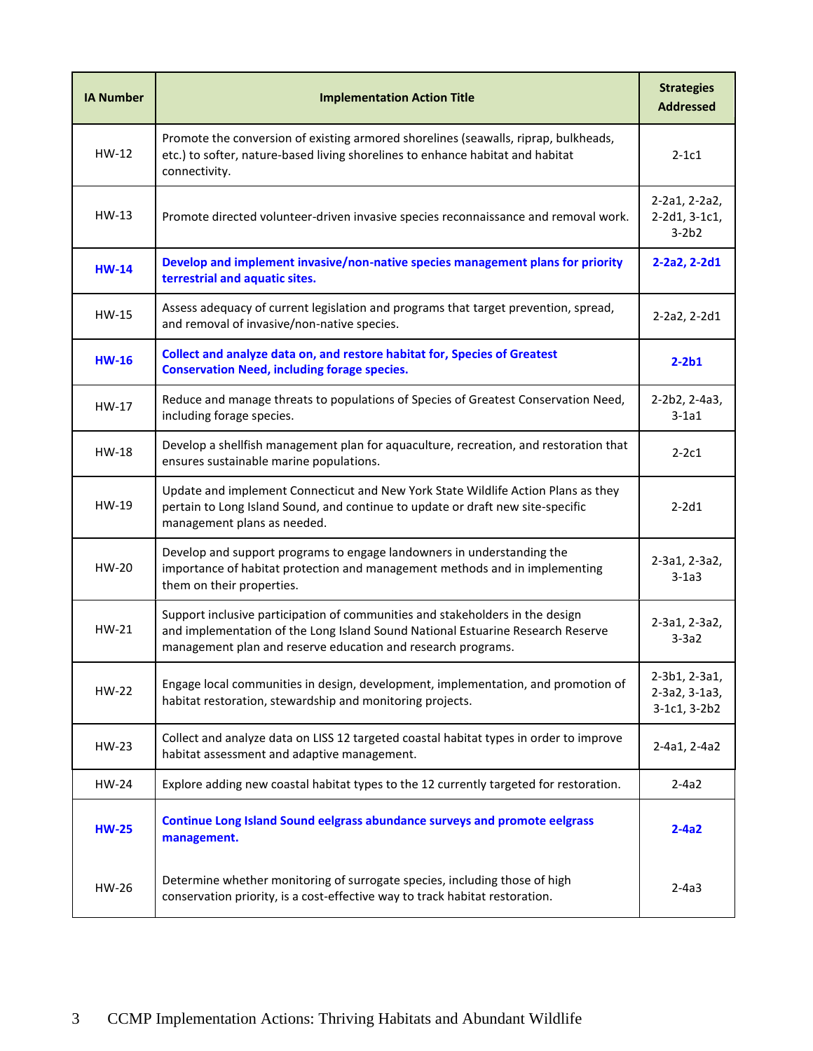| IA Number | Implementation Action Title | Strategies Addressed |
|---|---|---|
| HW-12 | Promote the conversion of existing armored shorelines (seawalls, riprap, bulkheads, etc.) to softer, nature-based living shorelines to enhance habitat and habitat connectivity. | 2-1c1 |
| HW-13 | Promote directed volunteer-driven invasive species reconnaissance and removal work. | 2-2a1, 2-2a2, 2-2d1, 3-1c1, 3-2b2 |
| **HW-14** | **Develop and implement invasive/non-native species management plans for priority terrestrial and aquatic sites.** | **2-2a2, 2-2d1** |
| HW-15 | Assess adequacy of current legislation and programs that target prevention, spread, and removal of invasive/non-native species. | 2-2a2, 2-2d1 |
| **HW-16** | **Collect and analyze data on, and restore habitat for, Species of Greatest Conservation Need, including forage species.** | **2-2b1** |
| HW-17 | Reduce and manage threats to populations of Species of Greatest Conservation Need, including forage species. | 2-2b2, 2-4a3, 3-1a1 |
| HW-18 | Develop a shellfish management plan for aquaculture, recreation, and restoration that ensures sustainable marine populations. | 2-2c1 |
| HW-19 | Update and implement Connecticut and New York State Wildlife Action Plans as they pertain to Long Island Sound, and continue to update or draft new site-specific management plans as needed. | 2-2d1 |
| HW-20 | Develop and support programs to engage landowners in understanding the importance of habitat protection and management methods and in implementing them on their properties. | 2-3a1, 2-3a2, 3-1a3 |
| HW-21 | Support inclusive participation of communities and stakeholders in the design and implementation of the Long Island Sound National Estuarine Research Reserve management plan and reserve education and research programs. | 2-3a1, 2-3a2, 3-3a2 |
| HW-22 | Engage local communities in design, development, implementation, and promotion of habitat restoration, stewardship and monitoring projects. | 2-3b1, 2-3a1, 2-3a2, 3-1a3, 3-1c1, 3-2b2 |
| HW-23 | Collect and analyze data on LISS 12 targeted coastal habitat types in order to improve habitat assessment and adaptive management. | 2-4a1, 2-4a2 |
| HW-24 | Explore adding new coastal habitat types to the 12 currently targeted for restoration. | 2-4a2 |
| **HW-25** | **Continue Long Island Sound eelgrass abundance surveys and promote eelgrass management.** | **2-4a2** |
| HW-26 | Determine whether monitoring of surrogate species, including those of high conservation priority, is a cost-effective way to track habitat restoration. | 2-4a3 |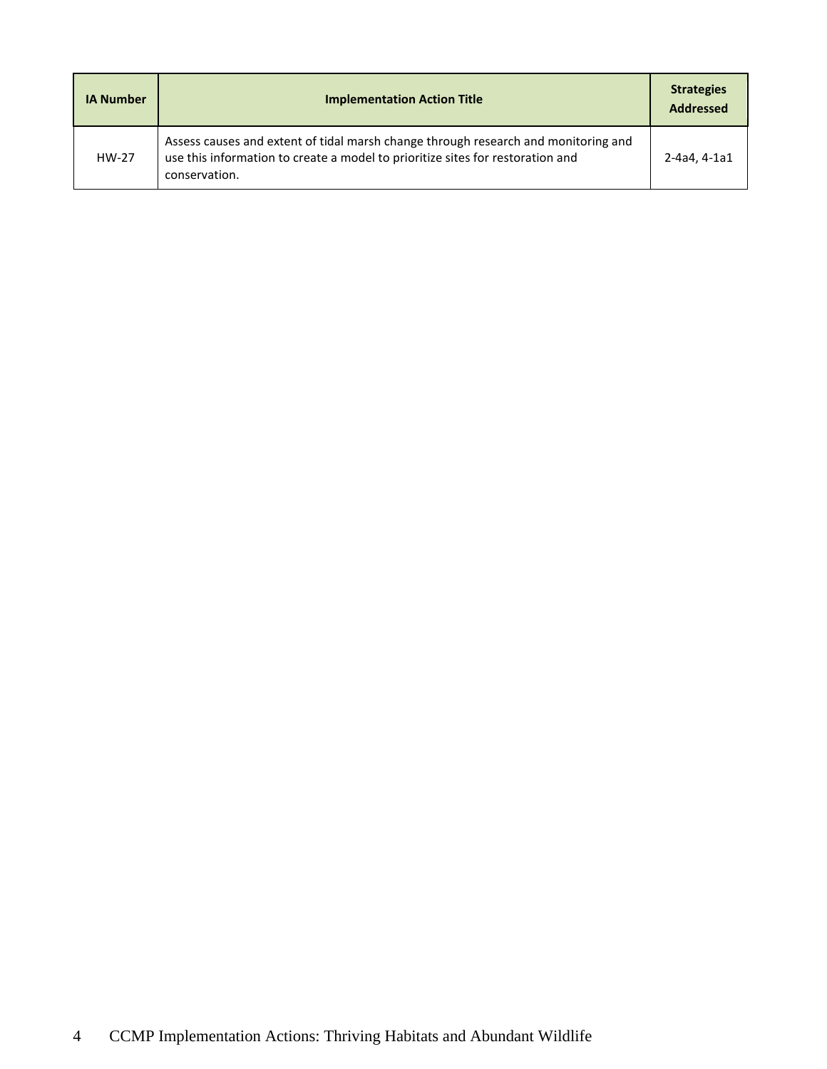| IA Number | Implementation Action Title | Strategies Addressed |
| --- | --- | --- |
| HW-27 | Assess causes and extent of tidal marsh change through research and monitoring and use this information to create a model to prioritize sites for restoration and conservation. | 2-4a4, 4-1a1 |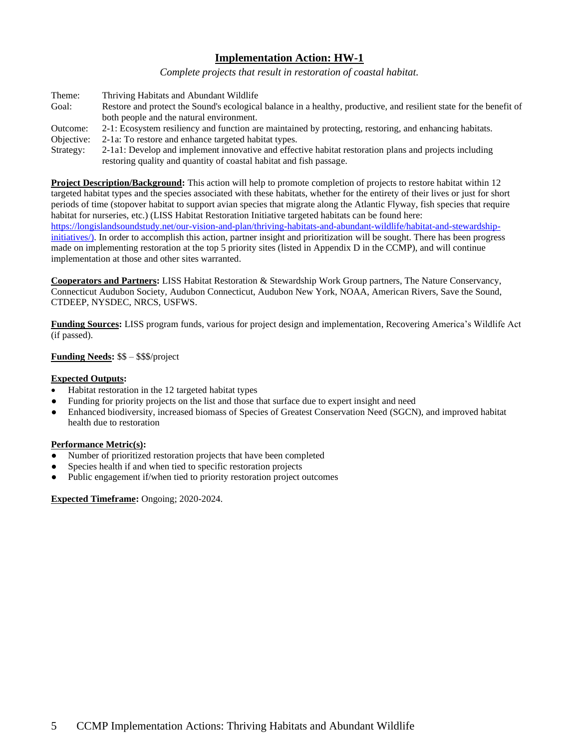## Implementation Action: HW-1

*Complete projects that result in restoration of coastal habitat.*

| | |
|---|---|
| Theme: | Thriving Habitats and Abundant Wildlife |
| Goal: | Restore and protect the Sound's ecological balance in a healthy, productive, and resilient state for the benefit of both people and the natural environment. |
| Outcome: | 2-1: Ecosystem resiliency and function are maintained by protecting, restoring, and enhancing habitats. |
| Objective: | 2-1a: To restore and enhance targeted habitat types. |
| Strategy: | 2-1a1: Develop and implement innovative and effective habitat restoration plans and projects including restoring quality and quantity of coastal habitat and fish passage. |

**Project Description/Background:** This action will help to promote completion of projects to restore habitat within 12 targeted habitat types and the species associated with these habitats, whether for the entirety of their lives or just for short periods of time (stopover habitat to support avian species that migrate along the Atlantic Flyway, fish species that require habitat for nurseries, etc.) (LISS Habitat Restoration Initiative targeted habitats can be found here: https://longislandsoundstudy.net/our-vision-and-plan/thriving-habitats-and-abundant-wildlife/habitat-and-stewardship-initiatives/). In order to accomplish this action, partner insight and prioritization will be sought. There has been progress made on implementing restoration at the top 5 priority sites (listed in Appendix D in the CCMP), and will continue implementation at those and other sites warranted.

**Cooperators and Partners:** LISS Habitat Restoration & Stewardship Work Group partners, The Nature Conservancy, Connecticut Audubon Society, Audubon Connecticut, Audubon New York, NOAA, American Rivers, Save the Sound, CTDEEP, NYSDEC, NRCS, USFWS.

**Funding Sources:** LISS program funds, various for project design and implementation, Recovering America's Wildlife Act (if passed).

**Funding Needs:** $$ – $$$/project

**Expected Outputs:**

- Habitat restoration in the 12 targeted habitat types
- Funding for priority projects on the list and those that surface due to expert insight and need
- Enhanced biodiversity, increased biomass of Species of Greatest Conservation Need (SGCN), and improved habitat health due to restoration

**Performance Metric(s):**

- Number of prioritized restoration projects that have been completed
- Species health if and when tied to specific restoration projects
- Public engagement if/when tied to priority restoration project outcomes

**Expected Timeframe:** Ongoing; 2020-2024.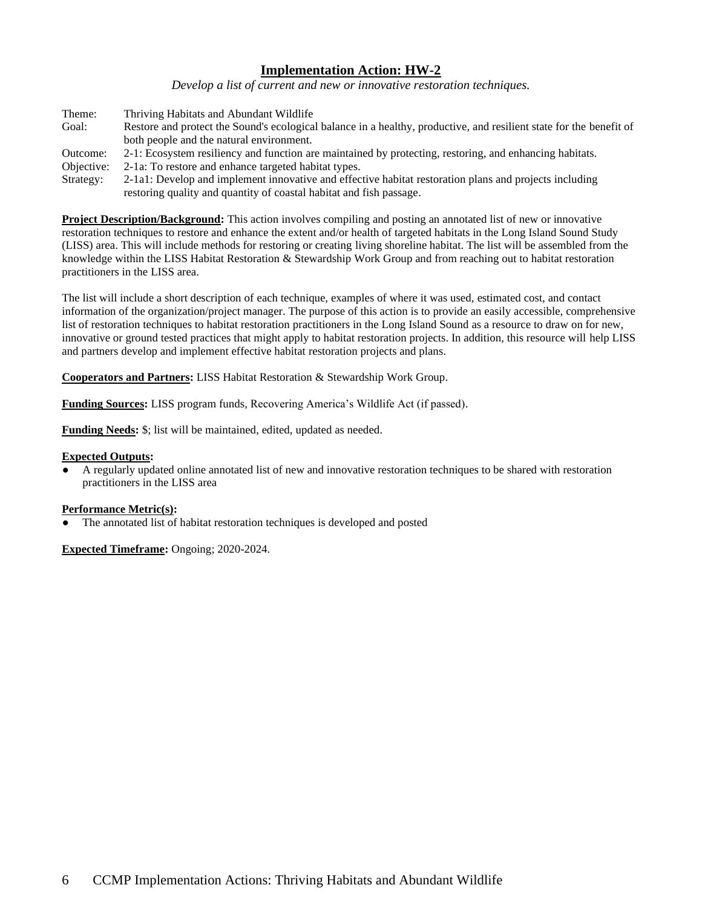## Implementation Action: HW-2

*Develop a list of current and new or innovative restoration techniques.*

Theme: Thriving Habitats and Abundant Wildlife
Goal: Restore and protect the Sound's ecological balance in a healthy, productive, and resilient state for the benefit of both people and the natural environment.
Outcome: 2-1: Ecosystem resiliency and function are maintained by protecting, restoring, and enhancing habitats.
Objective: 2-1a: To restore and enhance targeted habitat types.
Strategy: 2-1a1: Develop and implement innovative and effective habitat restoration plans and projects including restoring quality and quantity of coastal habitat and fish passage.

**Project Description/Background:** This action involves compiling and posting an annotated list of new or innovative restoration techniques to restore and enhance the extent and/or health of targeted habitats in the Long Island Sound Study (LISS) area. This will include methods for restoring or creating living shoreline habitat. The list will be assembled from the knowledge within the LISS Habitat Restoration & Stewardship Work Group and from reaching out to habitat restoration practitioners in the LISS area.

The list will include a short description of each technique, examples of where it was used, estimated cost, and contact information of the organization/project manager. The purpose of this action is to provide an easily accessible, comprehensive list of restoration techniques to habitat restoration practitioners in the Long Island Sound as a resource to draw on for new, innovative or ground tested practices that might apply to habitat restoration projects. In addition, this resource will help LISS and partners develop and implement effective habitat restoration projects and plans.

**Cooperators and Partners:** LISS Habitat Restoration & Stewardship Work Group.

**Funding Sources:** LISS program funds, Recovering America's Wildlife Act (if passed).

**Funding Needs:** $; list will be maintained, edited, updated as needed.

**Expected Outputs:**

- A regularly updated online annotated list of new and innovative restoration techniques to be shared with restoration practitioners in the LISS area

**Performance Metric(s):**

- The annotated list of habitat restoration techniques is developed and posted

**Expected Timeframe:** Ongoing; 2020-2024.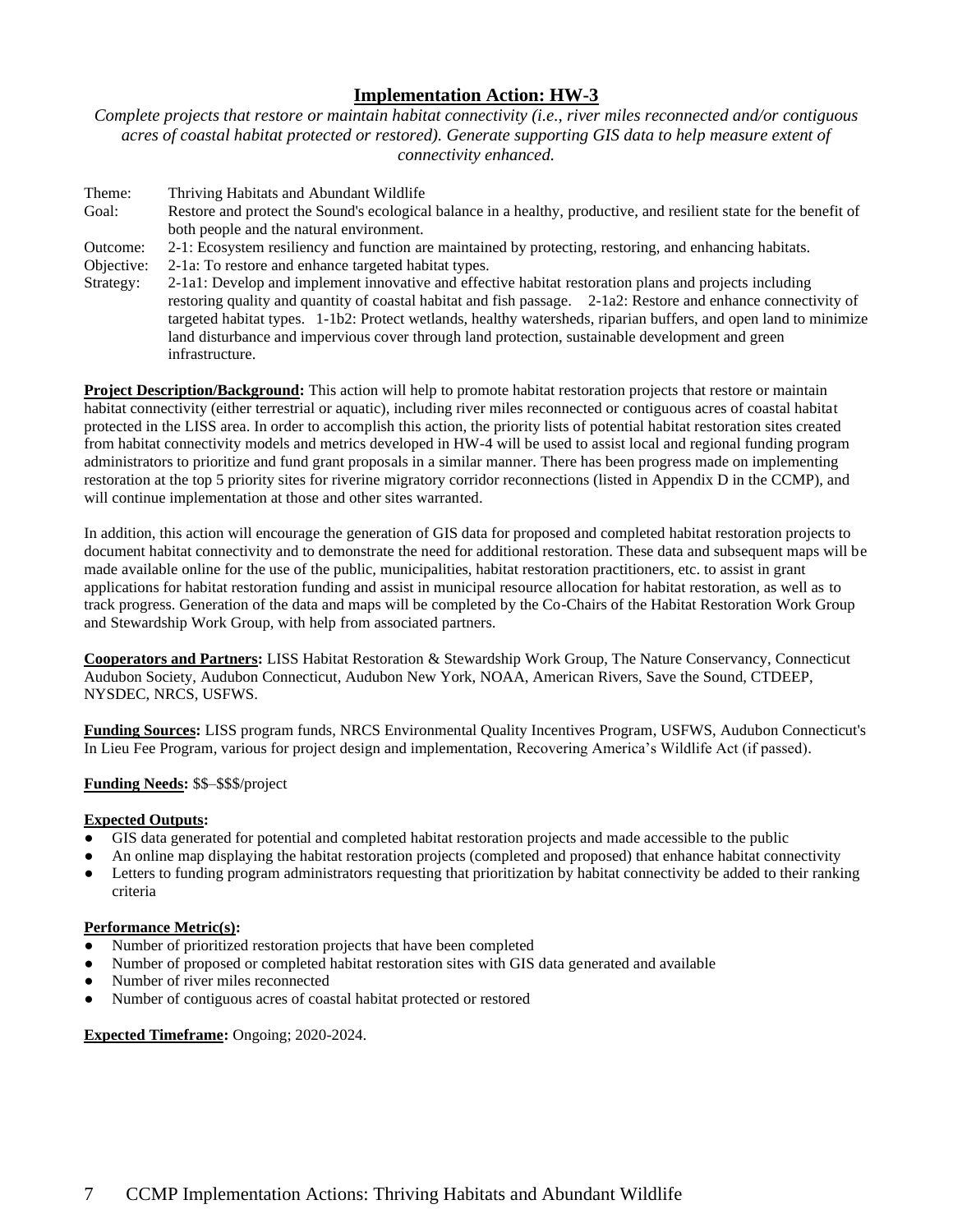## Implementation Action: HW-3

*Complete projects that restore or maintain habitat connectivity (i.e., river miles reconnected and/or contiguous acres of coastal habitat protected or restored). Generate supporting GIS data to help measure extent of connectivity enhanced.*

| | |
|---|---|
| Theme: | Thriving Habitats and Abundant Wildlife |
| Goal: | Restore and protect the Sound's ecological balance in a healthy, productive, and resilient state for the benefit of both people and the natural environment. |
| Outcome: | 2-1: Ecosystem resiliency and function are maintained by protecting, restoring, and enhancing habitats. |
| Objective: | 2-1a: To restore and enhance targeted habitat types. |
| Strategy: | 2-1a1: Develop and implement innovative and effective habitat restoration plans and projects including restoring quality and quantity of coastal habitat and fish passage. 2-1a2: Restore and enhance connectivity of targeted habitat types. 1-1b2: Protect wetlands, healthy watersheds, riparian buffers, and open land to minimize land disturbance and impervious cover through land protection, sustainable development and green infrastructure. |

**Project Description/Background:** This action will help to promote habitat restoration projects that restore or maintain habitat connectivity (either terrestrial or aquatic), including river miles reconnected or contiguous acres of coastal habitat protected in the LISS area. In order to accomplish this action, the priority lists of potential habitat restoration sites created from habitat connectivity models and metrics developed in HW-4 will be used to assist local and regional funding program administrators to prioritize and fund grant proposals in a similar manner. There has been progress made on implementing restoration at the top 5 priority sites for riverine migratory corridor reconnections (listed in Appendix D in the CCMP), and will continue implementation at those and other sites warranted.

In addition, this action will encourage the generation of GIS data for proposed and completed habitat restoration projects to document habitat connectivity and to demonstrate the need for additional restoration. These data and subsequent maps will be made available online for the use of the public, municipalities, habitat restoration practitioners, etc. to assist in grant applications for habitat restoration funding and assist in municipal resource allocation for habitat restoration, as well as to track progress. Generation of the data and maps will be completed by the Co-Chairs of the Habitat Restoration Work Group and Stewardship Work Group, with help from associated partners.

**Cooperators and Partners:** LISS Habitat Restoration & Stewardship Work Group, The Nature Conservancy, Connecticut Audubon Society, Audubon Connecticut, Audubon New York, NOAA, American Rivers, Save the Sound, CTDEEP, NYSDEC, NRCS, USFWS.

**Funding Sources:** LISS program funds, NRCS Environmental Quality Incentives Program, USFWS, Audubon Connecticut's In Lieu Fee Program, various for project design and implementation, Recovering America's Wildlife Act (if passed).

**Funding Needs:** $$–$$$/project

**Expected Outputs:**

- GIS data generated for potential and completed habitat restoration projects and made accessible to the public
- An online map displaying the habitat restoration projects (completed and proposed) that enhance habitat connectivity
- Letters to funding program administrators requesting that prioritization by habitat connectivity be added to their ranking criteria

**Performance Metric(s):**

- Number of prioritized restoration projects that have been completed
- Number of proposed or completed habitat restoration sites with GIS data generated and available
- Number of river miles reconnected
- Number of contiguous acres of coastal habitat protected or restored

**Expected Timeframe:** Ongoing; 2020-2024.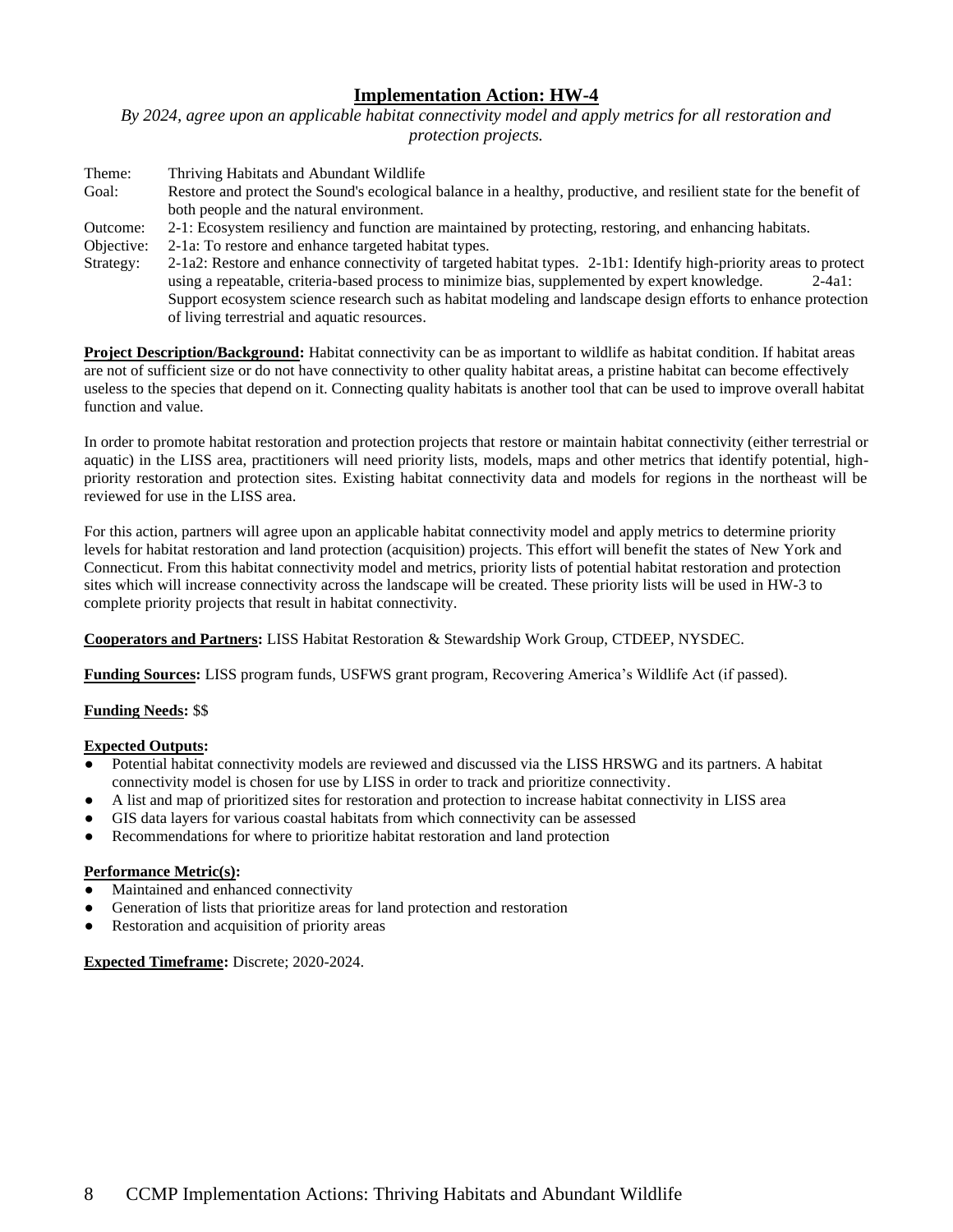## Implementation Action: HW-4

*By 2024, agree upon an applicable habitat connectivity model and apply metrics for all restoration and protection projects.*

Theme: Thriving Habitats and Abundant Wildlife

Goal: Restore and protect the Sound's ecological balance in a healthy, productive, and resilient state for the benefit of both people and the natural environment.

Outcome: 2-1: Ecosystem resiliency and function are maintained by protecting, restoring, and enhancing habitats.

Objective: 2-1a: To restore and enhance targeted habitat types.

Strategy: 2-1a2: Restore and enhance connectivity of targeted habitat types. 2-1b1: Identify high-priority areas to protect using a repeatable, criteria-based process to minimize bias, supplemented by expert knowledge. 2-4a1: Support ecosystem science research such as habitat modeling and landscape design efforts to enhance protection of living terrestrial and aquatic resources.

**Project Description/Background:** Habitat connectivity can be as important to wildlife as habitat condition. If habitat areas are not of sufficient size or do not have connectivity to other quality habitat areas, a pristine habitat can become effectively useless to the species that depend on it. Connecting quality habitats is another tool that can be used to improve overall habitat function and value.

In order to promote habitat restoration and protection projects that restore or maintain habitat connectivity (either terrestrial or aquatic) in the LISS area, practitioners will need priority lists, models, maps and other metrics that identify potential, high-priority restoration and protection sites. Existing habitat connectivity data and models for regions in the northeast will be reviewed for use in the LISS area.

For this action, partners will agree upon an applicable habitat connectivity model and apply metrics to determine priority levels for habitat restoration and land protection (acquisition) projects. This effort will benefit the states of New York and Connecticut. From this habitat connectivity model and metrics, priority lists of potential habitat restoration and protection sites which will increase connectivity across the landscape will be created. These priority lists will be used in HW-3 to complete priority projects that result in habitat connectivity.

**Cooperators and Partners:** LISS Habitat Restoration & Stewardship Work Group, CTDEEP, NYSDEC.

**Funding Sources:** LISS program funds, USFWS grant program, Recovering America's Wildlife Act (if passed).

**Funding Needs:** $$

**Expected Outputs:**

- Potential habitat connectivity models are reviewed and discussed via the LISS HRSWG and its partners. A habitat connectivity model is chosen for use by LISS in order to track and prioritize connectivity.
- A list and map of prioritized sites for restoration and protection to increase habitat connectivity in LISS area
- GIS data layers for various coastal habitats from which connectivity can be assessed
- Recommendations for where to prioritize habitat restoration and land protection

**Performance Metric(s):**

- Maintained and enhanced connectivity
- Generation of lists that prioritize areas for land protection and restoration
- Restoration and acquisition of priority areas

**Expected Timeframe:** Discrete; 2020-2024.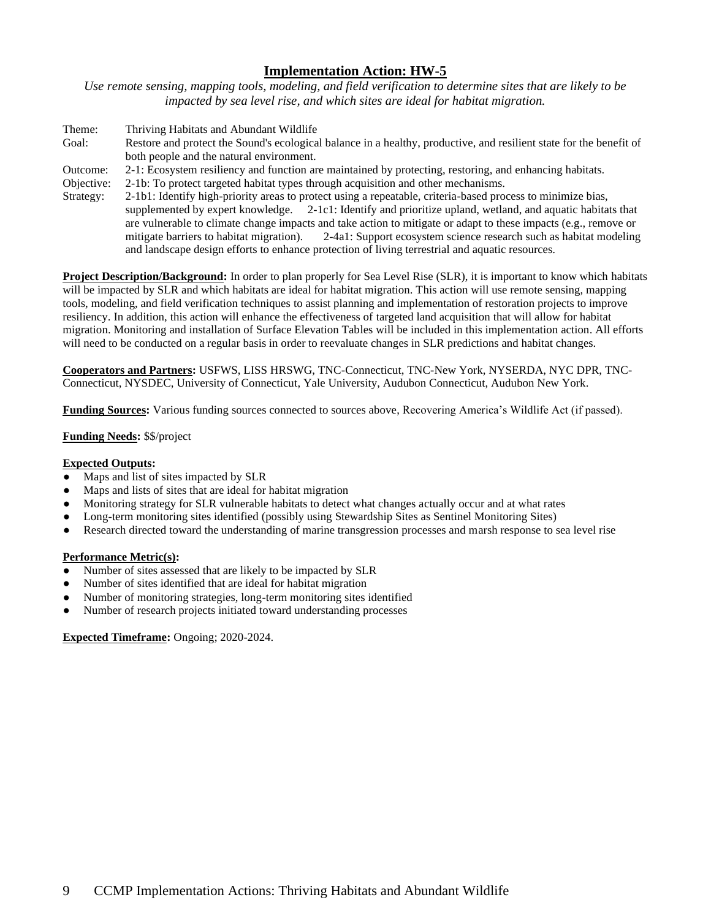## Implementation Action: HW-5

*Use remote sensing, mapping tools, modeling, and field verification to determine sites that are likely to be impacted by sea level rise, and which sites are ideal for habitat migration.*

Theme: Thriving Habitats and Abundant Wildlife

Goal: Restore and protect the Sound's ecological balance in a healthy, productive, and resilient state for the benefit of both people and the natural environment.

Outcome: 2-1: Ecosystem resiliency and function are maintained by protecting, restoring, and enhancing habitats.

Objective: 2-1b: To protect targeted habitat types through acquisition and other mechanisms.

Strategy: 2-1b1: Identify high-priority areas to protect using a repeatable, criteria-based process to minimize bias, supplemented by expert knowledge. 2-1c1: Identify and prioritize upland, wetland, and aquatic habitats that are vulnerable to climate change impacts and take action to mitigate or adapt to these impacts (e.g., remove or mitigate barriers to habitat migration). 2-4a1: Support ecosystem science research such as habitat modeling and landscape design efforts to enhance protection of living terrestrial and aquatic resources.

**Project Description/Background:** In order to plan properly for Sea Level Rise (SLR), it is important to know which habitats will be impacted by SLR and which habitats are ideal for habitat migration. This action will use remote sensing, mapping tools, modeling, and field verification techniques to assist planning and implementation of restoration projects to improve resiliency. In addition, this action will enhance the effectiveness of targeted land acquisition that will allow for habitat migration. Monitoring and installation of Surface Elevation Tables will be included in this implementation action. All efforts will need to be conducted on a regular basis in order to reevaluate changes in SLR predictions and habitat changes.

**Cooperators and Partners:** USFWS, LISS HRSWG, TNC-Connecticut, TNC-New York, NYSERDA, NYC DPR, TNC-Connecticut, NYSDEC, University of Connecticut, Yale University, Audubon Connecticut, Audubon New York.

**Funding Sources:** Various funding sources connected to sources above, Recovering America's Wildlife Act (if passed).

**Funding Needs:** $$/project

**Expected Outputs:**

- Maps and list of sites impacted by SLR
- Maps and lists of sites that are ideal for habitat migration
- Monitoring strategy for SLR vulnerable habitats to detect what changes actually occur and at what rates
- Long-term monitoring sites identified (possibly using Stewardship Sites as Sentinel Monitoring Sites)
- Research directed toward the understanding of marine transgression processes and marsh response to sea level rise

**Performance Metric(s):**

- Number of sites assessed that are likely to be impacted by SLR
- Number of sites identified that are ideal for habitat migration
- Number of monitoring strategies, long-term monitoring sites identified
- Number of research projects initiated toward understanding processes

**Expected Timeframe:** Ongoing; 2020-2024.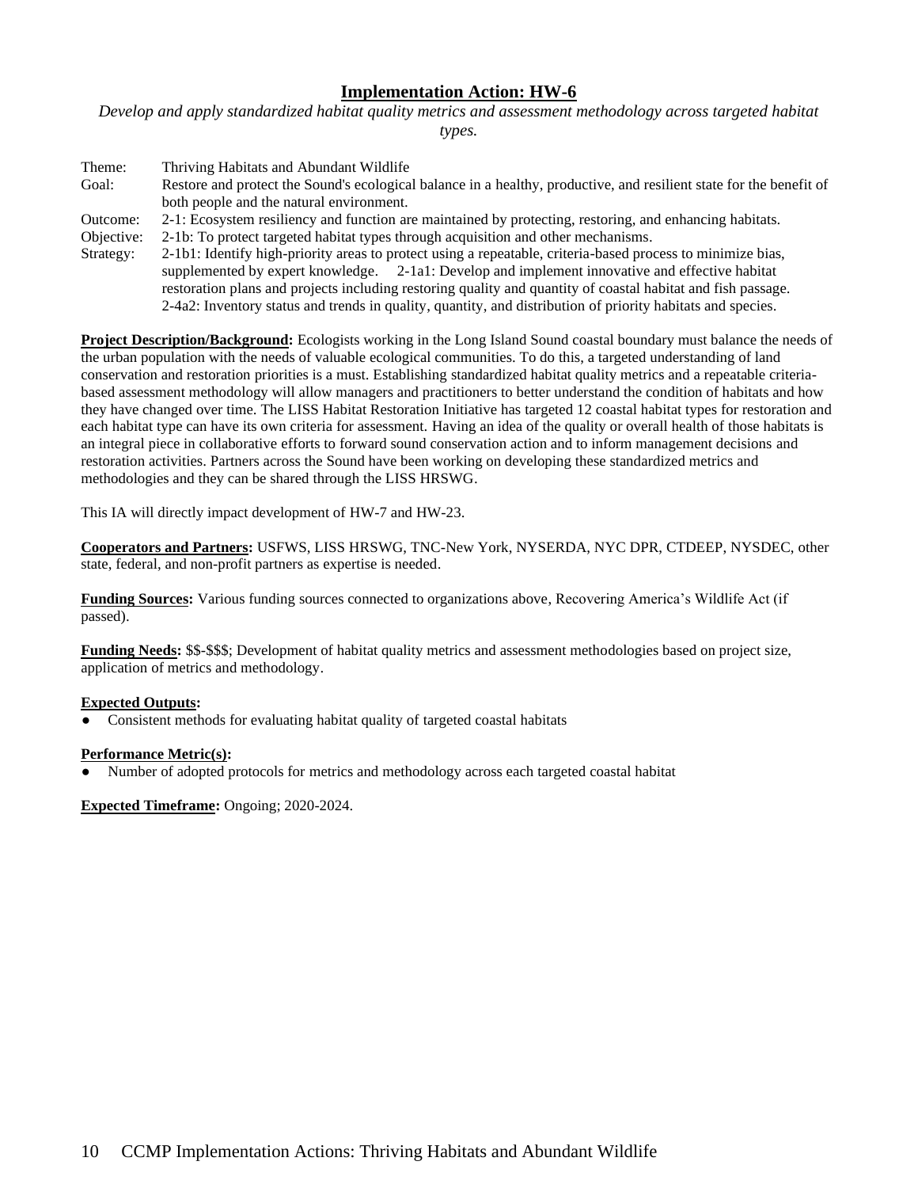## Implementation Action: HW-6

*Develop and apply standardized habitat quality metrics and assessment methodology across targeted habitat types.*

Theme: Thriving Habitats and Abundant Wildlife

Goal: Restore and protect the Sound's ecological balance in a healthy, productive, and resilient state for the benefit of both people and the natural environment.

Outcome: 2-1: Ecosystem resiliency and function are maintained by protecting, restoring, and enhancing habitats.

Objective: 2-1b: To protect targeted habitat types through acquisition and other mechanisms.

Strategy: 2-1b1: Identify high-priority areas to protect using a repeatable, criteria-based process to minimize bias, supplemented by expert knowledge. 2-1a1: Develop and implement innovative and effective habitat restoration plans and projects including restoring quality and quantity of coastal habitat and fish passage. 2-4a2: Inventory status and trends in quality, quantity, and distribution of priority habitats and species.

**Project Description/Background:** Ecologists working in the Long Island Sound coastal boundary must balance the needs of the urban population with the needs of valuable ecological communities. To do this, a targeted understanding of land conservation and restoration priorities is a must. Establishing standardized habitat quality metrics and a repeatable criteria-based assessment methodology will allow managers and practitioners to better understand the condition of habitats and how they have changed over time. The LISS Habitat Restoration Initiative has targeted 12 coastal habitat types for restoration and each habitat type can have its own criteria for assessment. Having an idea of the quality or overall health of those habitats is an integral piece in collaborative efforts to forward sound conservation action and to inform management decisions and restoration activities. Partners across the Sound have been working on developing these standardized metrics and methodologies and they can be shared through the LISS HRSWG.

This IA will directly impact development of HW-7 and HW-23.

**Cooperators and Partners:** USFWS, LISS HRSWG, TNC-New York, NYSERDA, NYC DPR, CTDEEP, NYSDEC, other state, federal, and non-profit partners as expertise is needed.

**Funding Sources:** Various funding sources connected to organizations above, Recovering America's Wildlife Act (if passed).

**Funding Needs:** $$-$$$; Development of habitat quality metrics and assessment methodologies based on project size, application of metrics and methodology.

**Expected Outputs:**

- Consistent methods for evaluating habitat quality of targeted coastal habitats

**Performance Metric(s):**

- Number of adopted protocols for metrics and methodology across each targeted coastal habitat

**Expected Timeframe:** Ongoing; 2020-2024.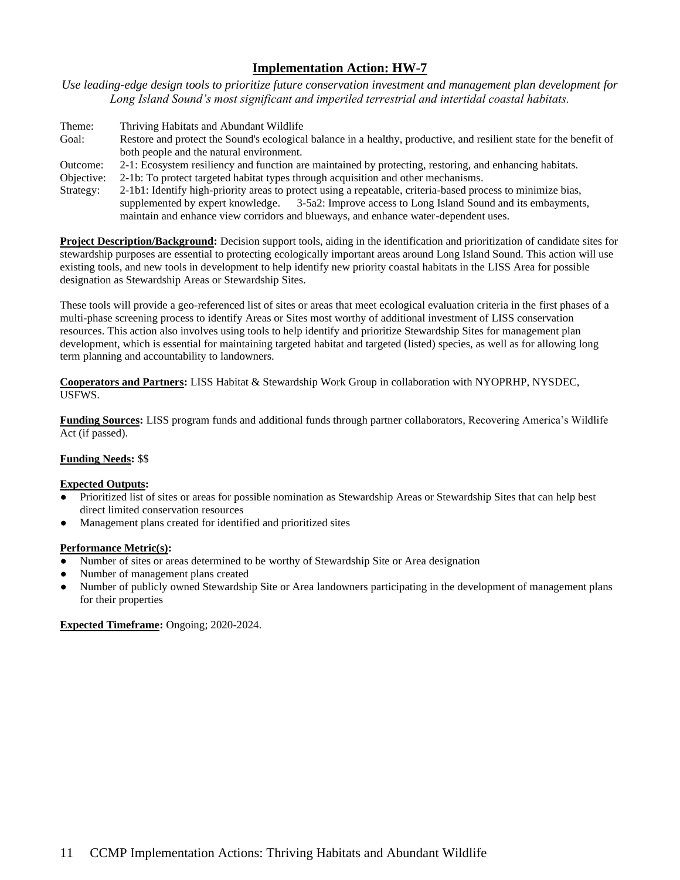## Implementation Action: HW-7

*Use leading-edge design tools to prioritize future conservation investment and management plan development for Long Island Sound's most significant and imperiled terrestrial and intertidal coastal habitats.*

Theme: Thriving Habitats and Abundant Wildlife
Goal: Restore and protect the Sound's ecological balance in a healthy, productive, and resilient state for the benefit of both people and the natural environment.
Outcome: 2-1: Ecosystem resiliency and function are maintained by protecting, restoring, and enhancing habitats.
Objective: 2-1b: To protect targeted habitat types through acquisition and other mechanisms.
Strategy: 2-1b1: Identify high-priority areas to protect using a repeatable, criteria-based process to minimize bias, supplemented by expert knowledge. 3-5a2: Improve access to Long Island Sound and its embayments, maintain and enhance view corridors and blueways, and enhance water-dependent uses.

**Project Description/Background:** Decision support tools, aiding in the identification and prioritization of candidate sites for stewardship purposes are essential to protecting ecologically important areas around Long Island Sound. This action will use existing tools, and new tools in development to help identify new priority coastal habitats in the LISS Area for possible designation as Stewardship Areas or Stewardship Sites.

These tools will provide a geo-referenced list of sites or areas that meet ecological evaluation criteria in the first phases of a multi-phase screening process to identify Areas or Sites most worthy of additional investment of LISS conservation resources. This action also involves using tools to help identify and prioritize Stewardship Sites for management plan development, which is essential for maintaining targeted habitat and targeted (listed) species, as well as for allowing long term planning and accountability to landowners.

**Cooperators and Partners:** LISS Habitat & Stewardship Work Group in collaboration with NYOPRHP, NYSDEC, USFWS.

**Funding Sources:** LISS program funds and additional funds through partner collaborators, Recovering America's Wildlife Act (if passed).

**Funding Needs:** $$

**Expected Outputs:**

- Prioritized list of sites or areas for possible nomination as Stewardship Areas or Stewardship Sites that can help best direct limited conservation resources
- Management plans created for identified and prioritized sites

**Performance Metric(s):**

- Number of sites or areas determined to be worthy of Stewardship Site or Area designation
- Number of management plans created
- Number of publicly owned Stewardship Site or Area landowners participating in the development of management plans for their properties

**Expected Timeframe:** Ongoing; 2020-2024.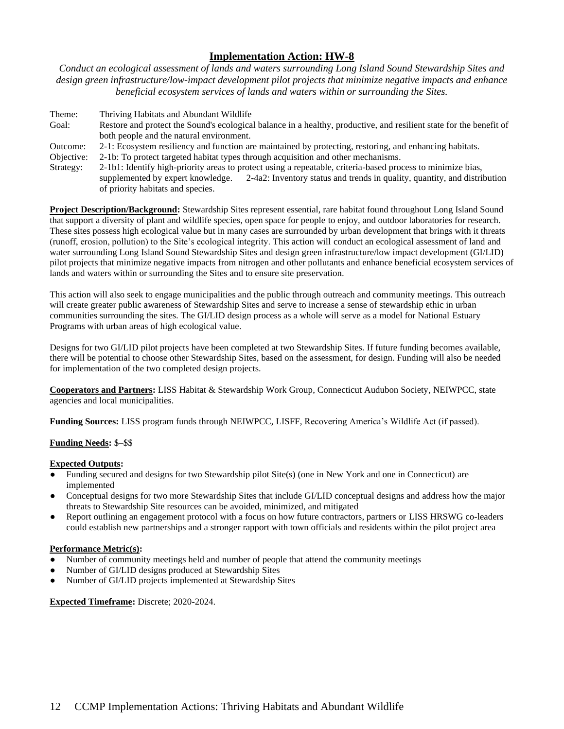## Implementation Action: HW-8

*Conduct an ecological assessment of lands and waters surrounding Long Island Sound Stewardship Sites and design green infrastructure/low-impact development pilot projects that minimize negative impacts and enhance beneficial ecosystem services of lands and waters within or surrounding the Sites.*

Theme: Thriving Habitats and Abundant Wildlife

Goal: Restore and protect the Sound's ecological balance in a healthy, productive, and resilient state for the benefit of both people and the natural environment.

Outcome: 2-1: Ecosystem resiliency and function are maintained by protecting, restoring, and enhancing habitats.

Objective: 2-1b: To protect targeted habitat types through acquisition and other mechanisms.

Strategy: 2-1b1: Identify high-priority areas to protect using a repeatable, criteria-based process to minimize bias, supplemented by expert knowledge. 2-4a2: Inventory status and trends in quality, quantity, and distribution of priority habitats and species.

**Project Description/Background:** Stewardship Sites represent essential, rare habitat found throughout Long Island Sound that support a diversity of plant and wildlife species, open space for people to enjoy, and outdoor laboratories for research. These sites possess high ecological value but in many cases are surrounded by urban development that brings with it threats (runoff, erosion, pollution) to the Site's ecological integrity. This action will conduct an ecological assessment of land and water surrounding Long Island Sound Stewardship Sites and design green infrastructure/low impact development (GI/LID) pilot projects that minimize negative impacts from nitrogen and other pollutants and enhance beneficial ecosystem services of lands and waters within or surrounding the Sites and to ensure site preservation.

This action will also seek to engage municipalities and the public through outreach and community meetings. This outreach will create greater public awareness of Stewardship Sites and serve to increase a sense of stewardship ethic in urban communities surrounding the sites. The GI/LID design process as a whole will serve as a model for National Estuary Programs with urban areas of high ecological value.

Designs for two GI/LID pilot projects have been completed at two Stewardship Sites. If future funding becomes available, there will be potential to choose other Stewardship Sites, based on the assessment, for design. Funding will also be needed for implementation of the two completed design projects.

**Cooperators and Partners:** LISS Habitat & Stewardship Work Group, Connecticut Audubon Society, NEIWPCC, state agencies and local municipalities.

**Funding Sources:** LISS program funds through NEIWPCC, LISFF, Recovering America's Wildlife Act (if passed).

**Funding Needs:** $–$$

**Expected Outputs:**

- Funding secured and designs for two Stewardship pilot Site(s) (one in New York and one in Connecticut) are implemented
- Conceptual designs for two more Stewardship Sites that include GI/LID conceptual designs and address how the major threats to Stewardship Site resources can be avoided, minimized, and mitigated
- Report outlining an engagement protocol with a focus on how future contractors, partners or LISS HRSWG co-leaders could establish new partnerships and a stronger rapport with town officials and residents within the pilot project area

**Performance Metric(s):**

- Number of community meetings held and number of people that attend the community meetings
- Number of GI/LID designs produced at Stewardship Sites
- Number of GI/LID projects implemented at Stewardship Sites

**Expected Timeframe:** Discrete; 2020-2024.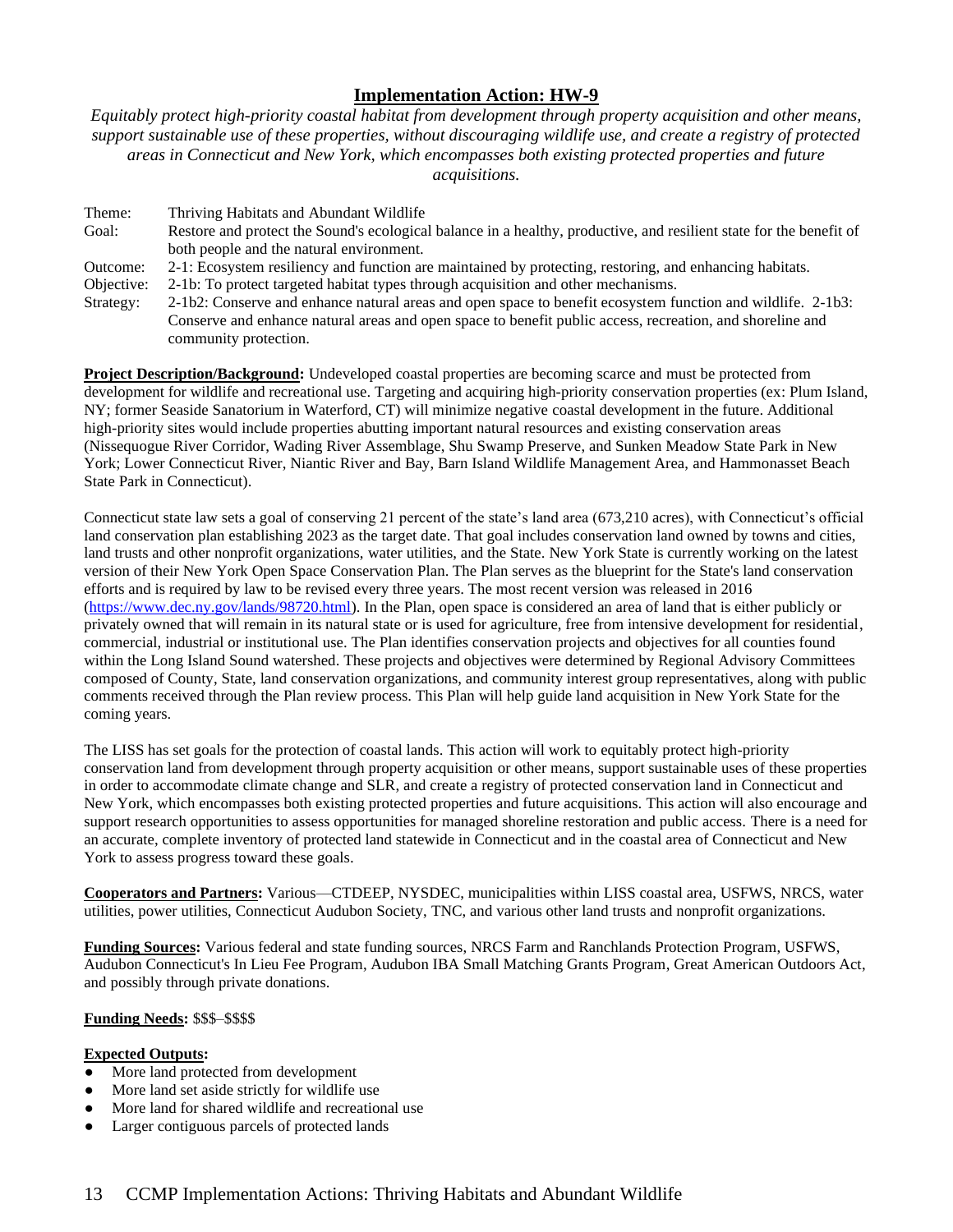## Implementation Action: HW-9

*Equitably protect high-priority coastal habitat from development through property acquisition and other means, support sustainable use of these properties, without discouraging wildlife use, and create a registry of protected areas in Connecticut and New York, which encompasses both existing protected properties and future acquisitions.*

| | |
|---|---|
| Theme: | Thriving Habitats and Abundant Wildlife |
| Goal: | Restore and protect the Sound's ecological balance in a healthy, productive, and resilient state for the benefit of both people and the natural environment. |
| Outcome: | 2-1: Ecosystem resiliency and function are maintained by protecting, restoring, and enhancing habitats. |
| Objective: | 2-1b: To protect targeted habitat types through acquisition and other mechanisms. |
| Strategy: | 2-1b2: Conserve and enhance natural areas and open space to benefit ecosystem function and wildlife. 2-1b3: Conserve and enhance natural areas and open space to benefit public access, recreation, and shoreline and community protection. |

**Project Description/Background:** Undeveloped coastal properties are becoming scarce and must be protected from development for wildlife and recreational use. Targeting and acquiring high-priority conservation properties (ex: Plum Island, NY; former Seaside Sanatorium in Waterford, CT) will minimize negative coastal development in the future. Additional high-priority sites would include properties abutting important natural resources and existing conservation areas (Nissequogue River Corridor, Wading River Assemblage, Shu Swamp Preserve, and Sunken Meadow State Park in New York; Lower Connecticut River, Niantic River and Bay, Barn Island Wildlife Management Area, and Hammonasset Beach State Park in Connecticut).

Connecticut state law sets a goal of conserving 21 percent of the state's land area (673,210 acres), with Connecticut's official land conservation plan establishing 2023 as the target date. That goal includes conservation land owned by towns and cities, land trusts and other nonprofit organizations, water utilities, and the State. New York State is currently working on the latest version of their New York Open Space Conservation Plan. The Plan serves as the blueprint for the State's land conservation efforts and is required by law to be revised every three years. The most recent version was released in 2016 (https://www.dec.ny.gov/lands/98720.html). In the Plan, open space is considered an area of land that is either publicly or privately owned that will remain in its natural state or is used for agriculture, free from intensive development for residential, commercial, industrial or institutional use. The Plan identifies conservation projects and objectives for all counties found within the Long Island Sound watershed. These projects and objectives were determined by Regional Advisory Committees composed of County, State, land conservation organizations, and community interest group representatives, along with public comments received through the Plan review process. This Plan will help guide land acquisition in New York State for the coming years.

The LISS has set goals for the protection of coastal lands. This action will work to equitably protect high-priority conservation land from development through property acquisition or other means, support sustainable uses of these properties in order to accommodate climate change and SLR, and create a registry of protected conservation land in Connecticut and New York, which encompasses both existing protected properties and future acquisitions. This action will also encourage and support research opportunities to assess opportunities for managed shoreline restoration and public access. There is a need for an accurate, complete inventory of protected land statewide in Connecticut and in the coastal area of Connecticut and New York to assess progress toward these goals.

**Cooperators and Partners:** Various—CTDEEP, NYSDEC, municipalities within LISS coastal area, USFWS, NRCS, water utilities, power utilities, Connecticut Audubon Society, TNC, and various other land trusts and nonprofit organizations.

**Funding Sources:** Various federal and state funding sources, NRCS Farm and Ranchlands Protection Program, USFWS, Audubon Connecticut's In Lieu Fee Program, Audubon IBA Small Matching Grants Program, Great American Outdoors Act, and possibly through private donations.

**Funding Needs:** $$$–$$$$

**Expected Outputs:**

- More land protected from development
- More land set aside strictly for wildlife use
- More land for shared wildlife and recreational use
- Larger contiguous parcels of protected lands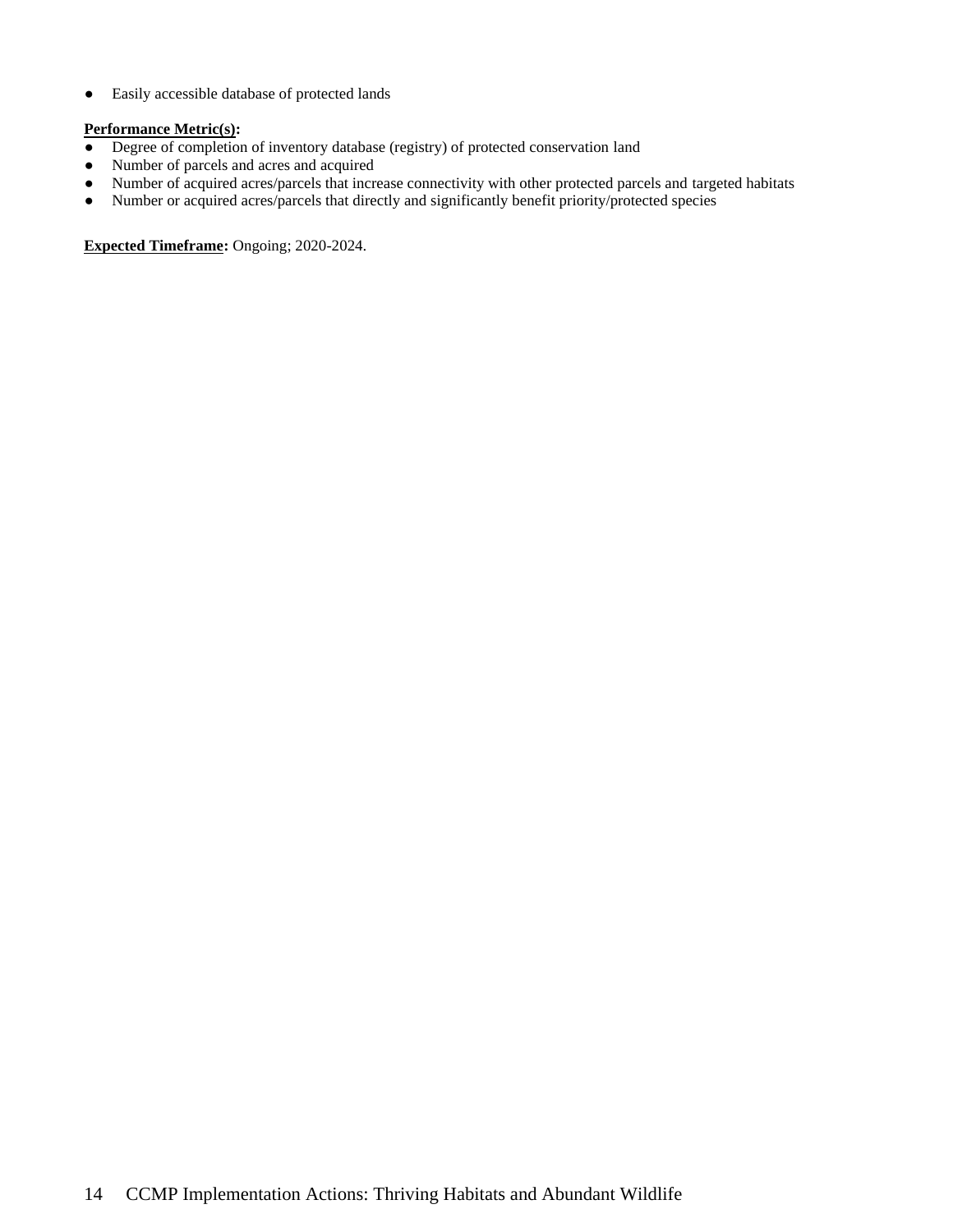- Easily accessible database of protected lands

**Performance Metric(s):**

- Degree of completion of inventory database (registry) of protected conservation land
- Number of parcels and acres and acquired
- Number of acquired acres/parcels that increase connectivity with other protected parcels and targeted habitats
- Number or acquired acres/parcels that directly and significantly benefit priority/protected species

**Expected Timeframe:** Ongoing; 2020-2024.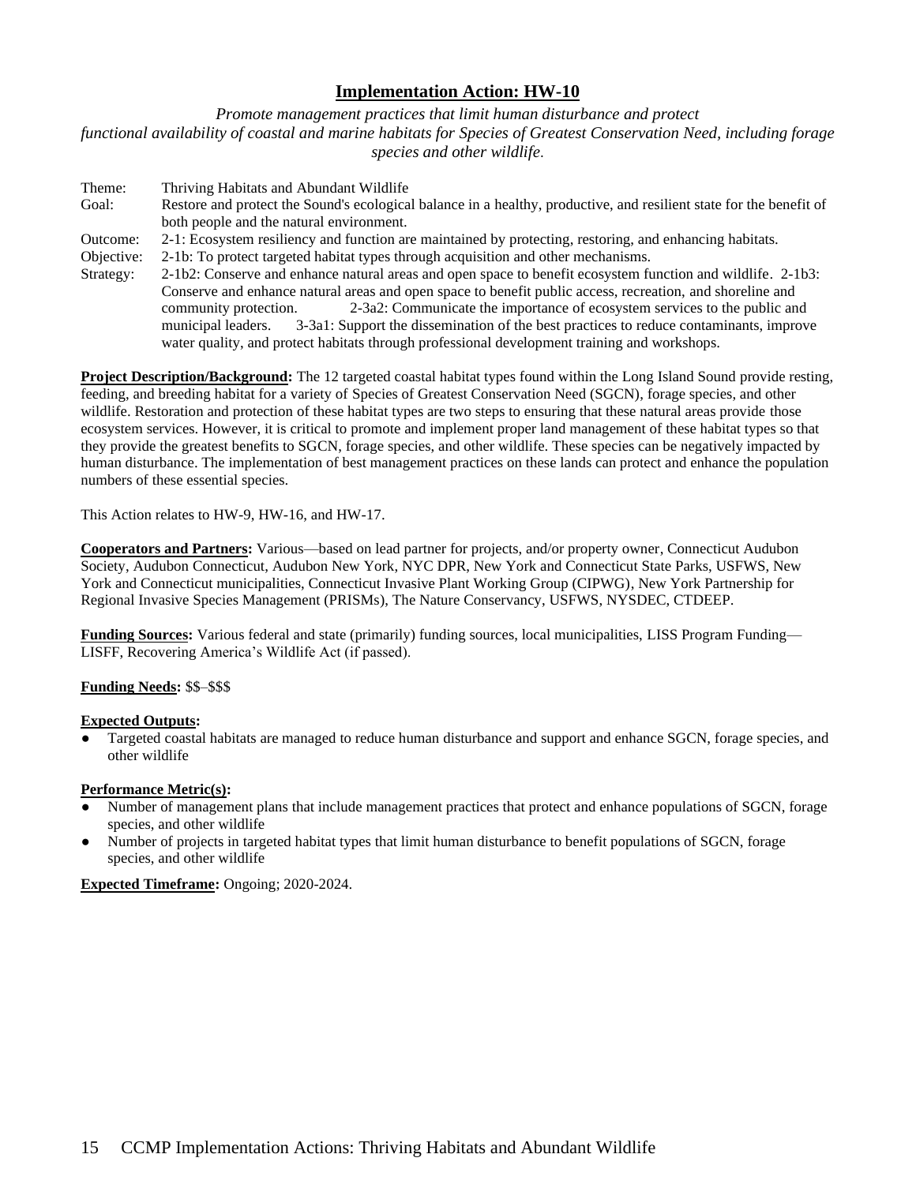## Implementation Action: HW-10

*Promote management practices that limit human disturbance and protect functional availability of coastal and marine habitats for Species of Greatest Conservation Need, including forage species and other wildlife.*

Theme: Thriving Habitats and Abundant Wildlife

Goal: Restore and protect the Sound's ecological balance in a healthy, productive, and resilient state for the benefit of both people and the natural environment.

Outcome: 2-1: Ecosystem resiliency and function are maintained by protecting, restoring, and enhancing habitats.

Objective: 2-1b: To protect targeted habitat types through acquisition and other mechanisms.

Strategy: 2-1b2: Conserve and enhance natural areas and open space to benefit ecosystem function and wildlife. 2-1b3: Conserve and enhance natural areas and open space to benefit public access, recreation, and shoreline and community protection. 2-3a2: Communicate the importance of ecosystem services to the public and municipal leaders. 3-3a1: Support the dissemination of the best practices to reduce contaminants, improve water quality, and protect habitats through professional development training and workshops.

**Project Description/Background:** The 12 targeted coastal habitat types found within the Long Island Sound provide resting, feeding, and breeding habitat for a variety of Species of Greatest Conservation Need (SGCN), forage species, and other wildlife. Restoration and protection of these habitat types are two steps to ensuring that these natural areas provide those ecosystem services. However, it is critical to promote and implement proper land management of these habitat types so that they provide the greatest benefits to SGCN, forage species, and other wildlife. These species can be negatively impacted by human disturbance. The implementation of best management practices on these lands can protect and enhance the population numbers of these essential species.

This Action relates to HW-9, HW-16, and HW-17.

**Cooperators and Partners:** Various—based on lead partner for projects, and/or property owner, Connecticut Audubon Society, Audubon Connecticut, Audubon New York, NYC DPR, New York and Connecticut State Parks, USFWS, New York and Connecticut municipalities, Connecticut Invasive Plant Working Group (CIPWG), New York Partnership for Regional Invasive Species Management (PRISMs), The Nature Conservancy, USFWS, NYSDEC, CTDEEP.

**Funding Sources:** Various federal and state (primarily) funding sources, local municipalities, LISS Program Funding—LISFF, Recovering America's Wildlife Act (if passed).

**Funding Needs:** $$–$$$

**Expected Outputs:**

- Targeted coastal habitats are managed to reduce human disturbance and support and enhance SGCN, forage species, and other wildlife

**Performance Metric(s):**

- Number of management plans that include management practices that protect and enhance populations of SGCN, forage species, and other wildlife
- Number of projects in targeted habitat types that limit human disturbance to benefit populations of SGCN, forage species, and other wildlife

**Expected Timeframe:** Ongoing; 2020-2024.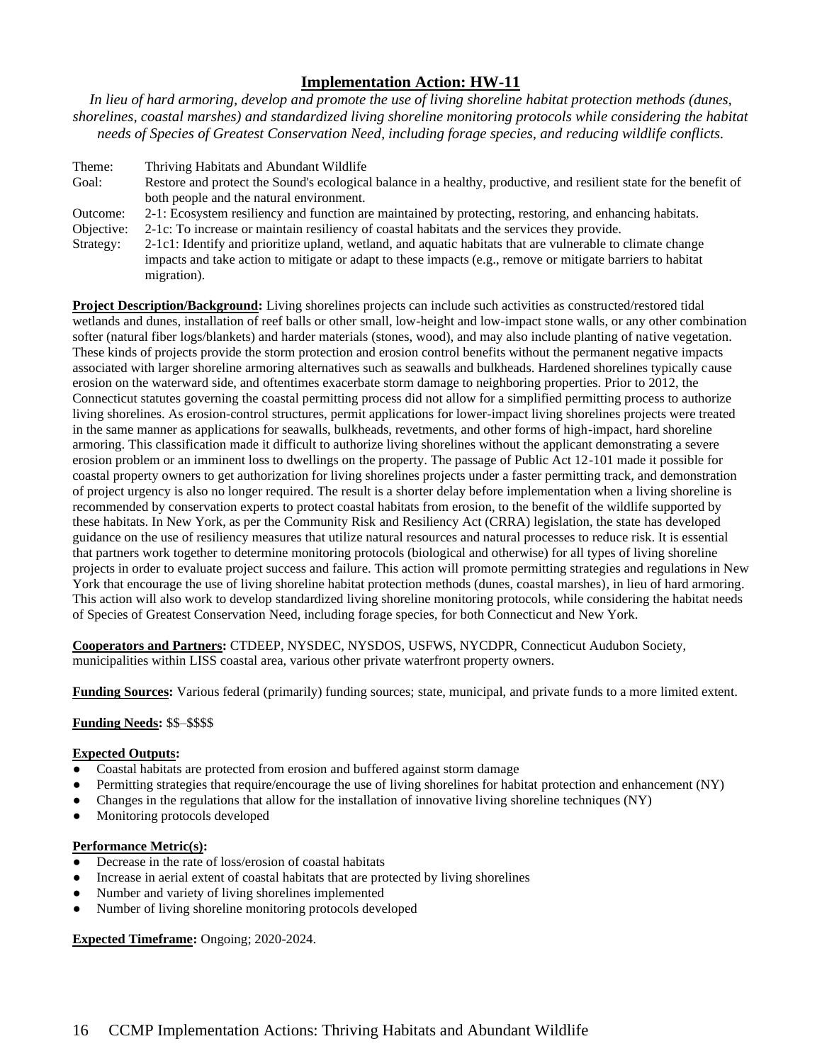## Implementation Action: HW-11

*In lieu of hard armoring, develop and promote the use of living shoreline habitat protection methods (dunes, shorelines, coastal marshes) and standardized living shoreline monitoring protocols while considering the habitat needs of Species of Greatest Conservation Need, including forage species, and reducing wildlife conflicts.*

| | |
|---|---|
| Theme: | Thriving Habitats and Abundant Wildlife |
| Goal: | Restore and protect the Sound's ecological balance in a healthy, productive, and resilient state for the benefit of both people and the natural environment. |
| Outcome: | 2-1: Ecosystem resiliency and function are maintained by protecting, restoring, and enhancing habitats. |
| Objective: | 2-1c: To increase or maintain resiliency of coastal habitats and the services they provide. |
| Strategy: | 2-1c1: Identify and prioritize upland, wetland, and aquatic habitats that are vulnerable to climate change impacts and take action to mitigate or adapt to these impacts (e.g., remove or mitigate barriers to habitat migration). |

**Project Description/Background:** Living shorelines projects can include such activities as constructed/restored tidal wetlands and dunes, installation of reef balls or other small, low-height and low-impact stone walls, or any other combination softer (natural fiber logs/blankets) and harder materials (stones, wood), and may also include planting of native vegetation. These kinds of projects provide the storm protection and erosion control benefits without the permanent negative impacts associated with larger shoreline armoring alternatives such as seawalls and bulkheads. Hardened shorelines typically cause erosion on the waterward side, and oftentimes exacerbate storm damage to neighboring properties. Prior to 2012, the Connecticut statutes governing the coastal permitting process did not allow for a simplified permitting process to authorize living shorelines. As erosion-control structures, permit applications for lower-impact living shorelines projects were treated in the same manner as applications for seawalls, bulkheads, revetments, and other forms of high-impact, hard shoreline armoring. This classification made it difficult to authorize living shorelines without the applicant demonstrating a severe erosion problem or an imminent loss to dwellings on the property. The passage of Public Act 12-101 made it possible for coastal property owners to get authorization for living shorelines projects under a faster permitting track, and demonstration of project urgency is also no longer required. The result is a shorter delay before implementation when a living shoreline is recommended by conservation experts to protect coastal habitats from erosion, to the benefit of the wildlife supported by these habitats. In New York, as per the Community Risk and Resiliency Act (CRRA) legislation, the state has developed guidance on the use of resiliency measures that utilize natural resources and natural processes to reduce risk. It is essential that partners work together to determine monitoring protocols (biological and otherwise) for all types of living shoreline projects in order to evaluate project success and failure. This action will promote permitting strategies and regulations in New York that encourage the use of living shoreline habitat protection methods (dunes, coastal marshes), in lieu of hard armoring. This action will also work to develop standardized living shoreline monitoring protocols, while considering the habitat needs of Species of Greatest Conservation Need, including forage species, for both Connecticut and New York.

**Cooperators and Partners:** CTDEEP, NYSDEC, NYSDOS, USFWS, NYCDPR, Connecticut Audubon Society, municipalities within LISS coastal area, various other private waterfront property owners.

**Funding Sources:** Various federal (primarily) funding sources; state, municipal, and private funds to a more limited extent.

**Funding Needs:** $$–$$$$

**Expected Outputs:**

- Coastal habitats are protected from erosion and buffered against storm damage
- Permitting strategies that require/encourage the use of living shorelines for habitat protection and enhancement (NY)
- Changes in the regulations that allow for the installation of innovative living shoreline techniques (NY)
- Monitoring protocols developed

**Performance Metric(s):**

- Decrease in the rate of loss/erosion of coastal habitats
- Increase in aerial extent of coastal habitats that are protected by living shorelines
- Number and variety of living shorelines implemented
- Number of living shoreline monitoring protocols developed

**Expected Timeframe:** Ongoing; 2020-2024.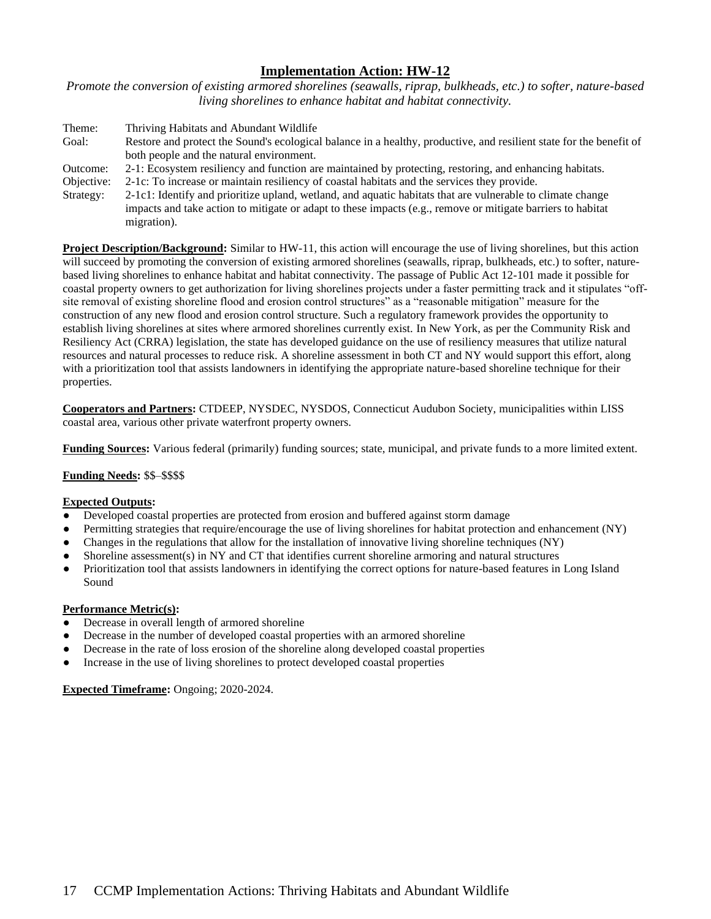## Implementation Action: HW-12

*Promote the conversion of existing armored shorelines (seawalls, riprap, bulkheads, etc.) to softer, nature-based living shorelines to enhance habitat and habitat connectivity.*

| | |
|---|---|
| Theme: | Thriving Habitats and Abundant Wildlife |
| Goal: | Restore and protect the Sound's ecological balance in a healthy, productive, and resilient state for the benefit of both people and the natural environment. |
| Outcome: | 2-1: Ecosystem resiliency and function are maintained by protecting, restoring, and enhancing habitats. |
| Objective: | 2-1c: To increase or maintain resiliency of coastal habitats and the services they provide. |
| Strategy: | 2-1c1: Identify and prioritize upland, wetland, and aquatic habitats that are vulnerable to climate change impacts and take action to mitigate or adapt to these impacts (e.g., remove or mitigate barriers to habitat migration). |

**Project Description/Background:** Similar to HW-11, this action will encourage the use of living shorelines, but this action will succeed by promoting the conversion of existing armored shorelines (seawalls, riprap, bulkheads, etc.) to softer, nature-based living shorelines to enhance habitat and habitat connectivity. The passage of Public Act 12-101 made it possible for coastal property owners to get authorization for living shorelines projects under a faster permitting track and it stipulates "off-site removal of existing shoreline flood and erosion control structures" as a "reasonable mitigation" measure for the construction of any new flood and erosion control structure. Such a regulatory framework provides the opportunity to establish living shorelines at sites where armored shorelines currently exist. In New York, as per the Community Risk and Resiliency Act (CRRA) legislation, the state has developed guidance on the use of resiliency measures that utilize natural resources and natural processes to reduce risk. A shoreline assessment in both CT and NY would support this effort, along with a prioritization tool that assists landowners in identifying the appropriate nature-based shoreline technique for their properties.

**Cooperators and Partners:** CTDEEP, NYSDEC, NYSDOS, Connecticut Audubon Society, municipalities within LISS coastal area, various other private waterfront property owners.

**Funding Sources:** Various federal (primarily) funding sources; state, municipal, and private funds to a more limited extent.

**Funding Needs:** $$–$$$$

**Expected Outputs:**

- Developed coastal properties are protected from erosion and buffered against storm damage
- Permitting strategies that require/encourage the use of living shorelines for habitat protection and enhancement (NY)
- Changes in the regulations that allow for the installation of innovative living shoreline techniques (NY)
- Shoreline assessment(s) in NY and CT that identifies current shoreline armoring and natural structures
- Prioritization tool that assists landowners in identifying the correct options for nature-based features in Long Island Sound

**Performance Metric(s):**

- Decrease in overall length of armored shoreline
- Decrease in the number of developed coastal properties with an armored shoreline
- Decrease in the rate of loss erosion of the shoreline along developed coastal properties
- Increase in the use of living shorelines to protect developed coastal properties

**Expected Timeframe:** Ongoing; 2020-2024.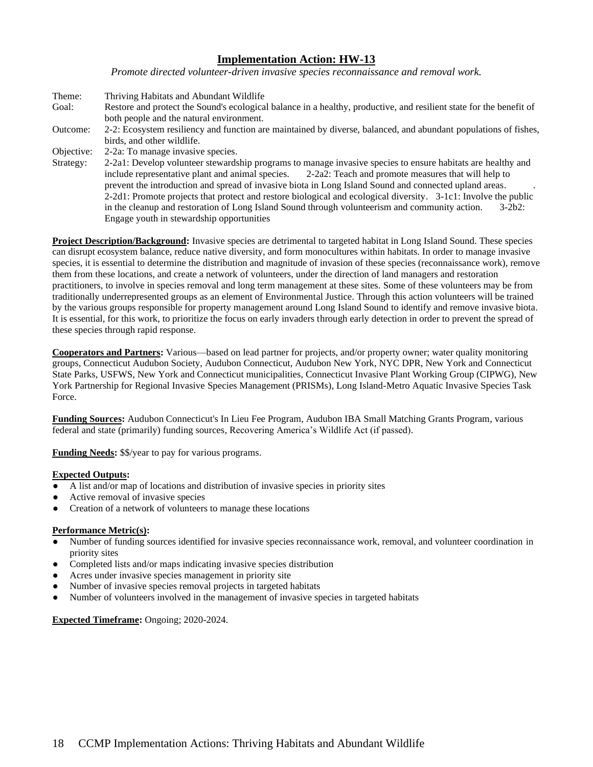# Implementation Action: HW-13

*Promote directed volunteer-driven invasive species reconnaissance and removal work.*

Theme: Thriving Habitats and Abundant Wildlife

Goal: Restore and protect the Sound's ecological balance in a healthy, productive, and resilient state for the benefit of both people and the natural environment.

Outcome: 2-2: Ecosystem resiliency and function are maintained by diverse, balanced, and abundant populations of fishes, birds, and other wildlife.

Objective: 2-2a: To manage invasive species.

Strategy: 2-2a1: Develop volunteer stewardship programs to manage invasive species to ensure habitats are healthy and include representative plant and animal species. 2-2a2: Teach and promote measures that will help to prevent the introduction and spread of invasive biota in Long Island Sound and connected upland areas. . 2-2d1: Promote projects that protect and restore biological and ecological diversity. 3-1c1: Involve the public in the cleanup and restoration of Long Island Sound through volunteerism and community action. 3-2b2: Engage youth in stewardship opportunities

**Project Description/Background:** Invasive species are detrimental to targeted habitat in Long Island Sound. These species can disrupt ecosystem balance, reduce native diversity, and form monocultures within habitats. In order to manage invasive species, it is essential to determine the distribution and magnitude of invasion of these species (reconnaissance work), remove them from these locations, and create a network of volunteers, under the direction of land managers and restoration practitioners, to involve in species removal and long term management at these sites. Some of these volunteers may be from traditionally underrepresented groups as an element of Environmental Justice. Through this action volunteers will be trained by the various groups responsible for property management around Long Island Sound to identify and remove invasive biota. It is essential, for this work, to prioritize the focus on early invaders through early detection in order to prevent the spread of these species through rapid response.

**Cooperators and Partners:** Various—based on lead partner for projects, and/or property owner; water quality monitoring groups, Connecticut Audubon Society, Audubon Connecticut, Audubon New York, NYC DPR, New York and Connecticut State Parks, USFWS, New York and Connecticut municipalities, Connecticut Invasive Plant Working Group (CIPWG), New York Partnership for Regional Invasive Species Management (PRISMs), Long Island-Metro Aquatic Invasive Species Task Force.

**Funding Sources:** Audubon Connecticut's In Lieu Fee Program, Audubon IBA Small Matching Grants Program, various federal and state (primarily) funding sources, Recovering America's Wildlife Act (if passed).

**Funding Needs:** $$/year to pay for various programs.

**Expected Outputs:**

- A list and/or map of locations and distribution of invasive species in priority sites
- Active removal of invasive species
- Creation of a network of volunteers to manage these locations

**Performance Metric(s):**

- Number of funding sources identified for invasive species reconnaissance work, removal, and volunteer coordination in priority sites
- Completed lists and/or maps indicating invasive species distribution
- Acres under invasive species management in priority site
- Number of invasive species removal projects in targeted habitats
- Number of volunteers involved in the management of invasive species in targeted habitats

**Expected Timeframe:** Ongoing; 2020-2024.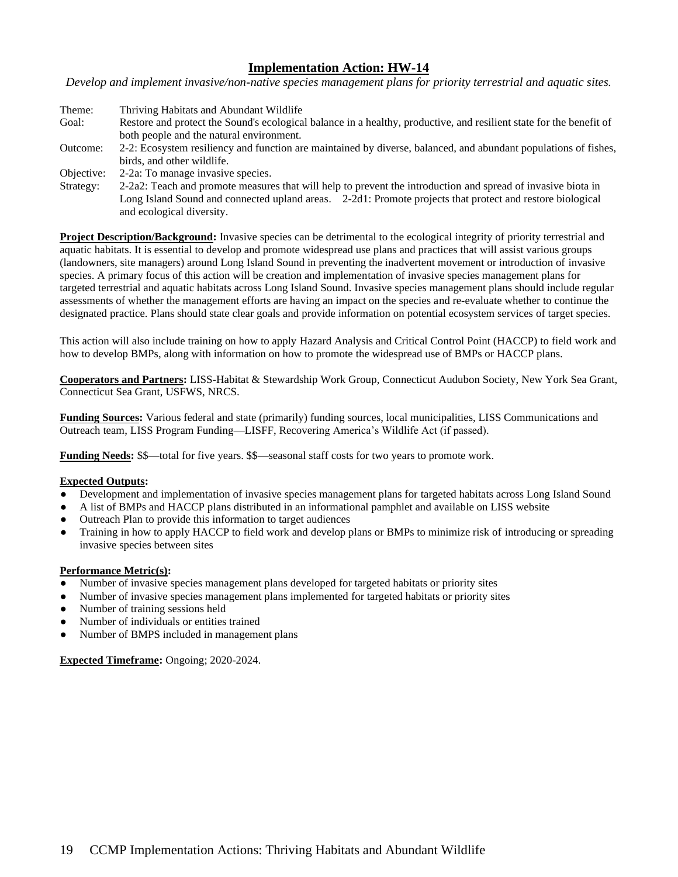## Implementation Action: HW-14

*Develop and implement invasive/non-native species management plans for priority terrestrial and aquatic sites.*

Theme: Thriving Habitats and Abundant Wildlife
Goal: Restore and protect the Sound's ecological balance in a healthy, productive, and resilient state for the benefit of both people and the natural environment.
Outcome: 2-2: Ecosystem resiliency and function are maintained by diverse, balanced, and abundant populations of fishes, birds, and other wildlife.
Objective: 2-2a: To manage invasive species.
Strategy: 2-2a2: Teach and promote measures that will help to prevent the introduction and spread of invasive biota in Long Island Sound and connected upland areas. 2-2d1: Promote projects that protect and restore biological and ecological diversity.

**Project Description/Background:** Invasive species can be detrimental to the ecological integrity of priority terrestrial and aquatic habitats. It is essential to develop and promote widespread use plans and practices that will assist various groups (landowners, site managers) around Long Island Sound in preventing the inadvertent movement or introduction of invasive species. A primary focus of this action will be creation and implementation of invasive species management plans for targeted terrestrial and aquatic habitats across Long Island Sound. Invasive species management plans should include regular assessments of whether the management efforts are having an impact on the species and re-evaluate whether to continue the designated practice. Plans should state clear goals and provide information on potential ecosystem services of target species.

This action will also include training on how to apply Hazard Analysis and Critical Control Point (HACCP) to field work and how to develop BMPs, along with information on how to promote the widespread use of BMPs or HACCP plans.

**Cooperators and Partners:** LISS-Habitat & Stewardship Work Group, Connecticut Audubon Society, New York Sea Grant, Connecticut Sea Grant, USFWS, NRCS.

**Funding Sources:** Various federal and state (primarily) funding sources, local municipalities, LISS Communications and Outreach team, LISS Program Funding—LISFF, Recovering America's Wildlife Act (if passed).

**Funding Needs:** $$—total for five years. $$—seasonal staff costs for two years to promote work.

**Expected Outputs:**

- Development and implementation of invasive species management plans for targeted habitats across Long Island Sound
- A list of BMPs and HACCP plans distributed in an informational pamphlet and available on LISS website
- Outreach Plan to provide this information to target audiences
- Training in how to apply HACCP to field work and develop plans or BMPs to minimize risk of introducing or spreading invasive species between sites

**Performance Metric(s):**

- Number of invasive species management plans developed for targeted habitats or priority sites
- Number of invasive species management plans implemented for targeted habitats or priority sites
- Number of training sessions held
- Number of individuals or entities trained
- Number of BMPS included in management plans

**Expected Timeframe:** Ongoing; 2020-2024.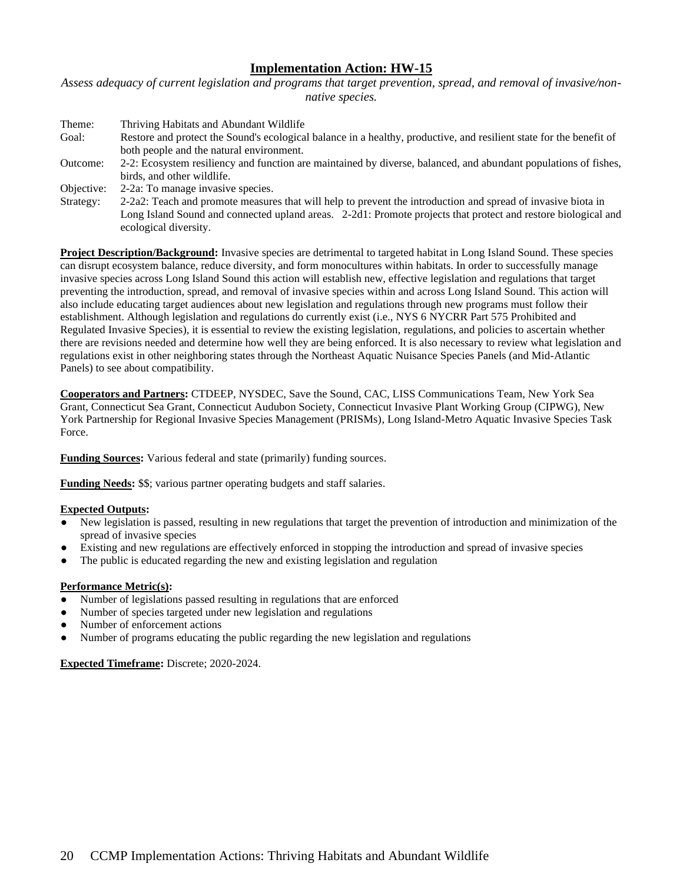## Implementation Action: HW-15

*Assess adequacy of current legislation and programs that target prevention, spread, and removal of invasive/non-native species.*

| | |
|---|---|
| Theme: | Thriving Habitats and Abundant Wildlife |
| Goal: | Restore and protect the Sound's ecological balance in a healthy, productive, and resilient state for the benefit of both people and the natural environment. |
| Outcome: | 2-2: Ecosystem resiliency and function are maintained by diverse, balanced, and abundant populations of fishes, birds, and other wildlife. |
| Objective: | 2-2a: To manage invasive species. |
| Strategy: | 2-2a2: Teach and promote measures that will help to prevent the introduction and spread of invasive biota in Long Island Sound and connected upland areas. 2-2d1: Promote projects that protect and restore biological and ecological diversity. |

**Project Description/Background:** Invasive species are detrimental to targeted habitat in Long Island Sound. These species can disrupt ecosystem balance, reduce diversity, and form monocultures within habitats. In order to successfully manage invasive species across Long Island Sound this action will establish new, effective legislation and regulations that target preventing the introduction, spread, and removal of invasive species within and across Long Island Sound. This action will also include educating target audiences about new legislation and regulations through new programs must follow their establishment. Although legislation and regulations do currently exist (i.e., NYS 6 NYCRR Part 575 Prohibited and Regulated Invasive Species), it is essential to review the existing legislation, regulations, and policies to ascertain whether there are revisions needed and determine how well they are being enforced. It is also necessary to review what legislation and regulations exist in other neighboring states through the Northeast Aquatic Nuisance Species Panels (and Mid-Atlantic Panels) to see about compatibility.

**Cooperators and Partners:** CTDEEP, NYSDEC, Save the Sound, CAC, LISS Communications Team, New York Sea Grant, Connecticut Sea Grant, Connecticut Audubon Society, Connecticut Invasive Plant Working Group (CIPWG), New York Partnership for Regional Invasive Species Management (PRISMs), Long Island-Metro Aquatic Invasive Species Task Force.

**Funding Sources:** Various federal and state (primarily) funding sources.

**Funding Needs:** $$; various partner operating budgets and staff salaries.

**Expected Outputs:**

- New legislation is passed, resulting in new regulations that target the prevention of introduction and minimization of the spread of invasive species
- Existing and new regulations are effectively enforced in stopping the introduction and spread of invasive species
- The public is educated regarding the new and existing legislation and regulation

**Performance Metric(s):**

- Number of legislations passed resulting in regulations that are enforced
- Number of species targeted under new legislation and regulations
- Number of enforcement actions
- Number of programs educating the public regarding the new legislation and regulations

**Expected Timeframe:** Discrete; 2020-2024.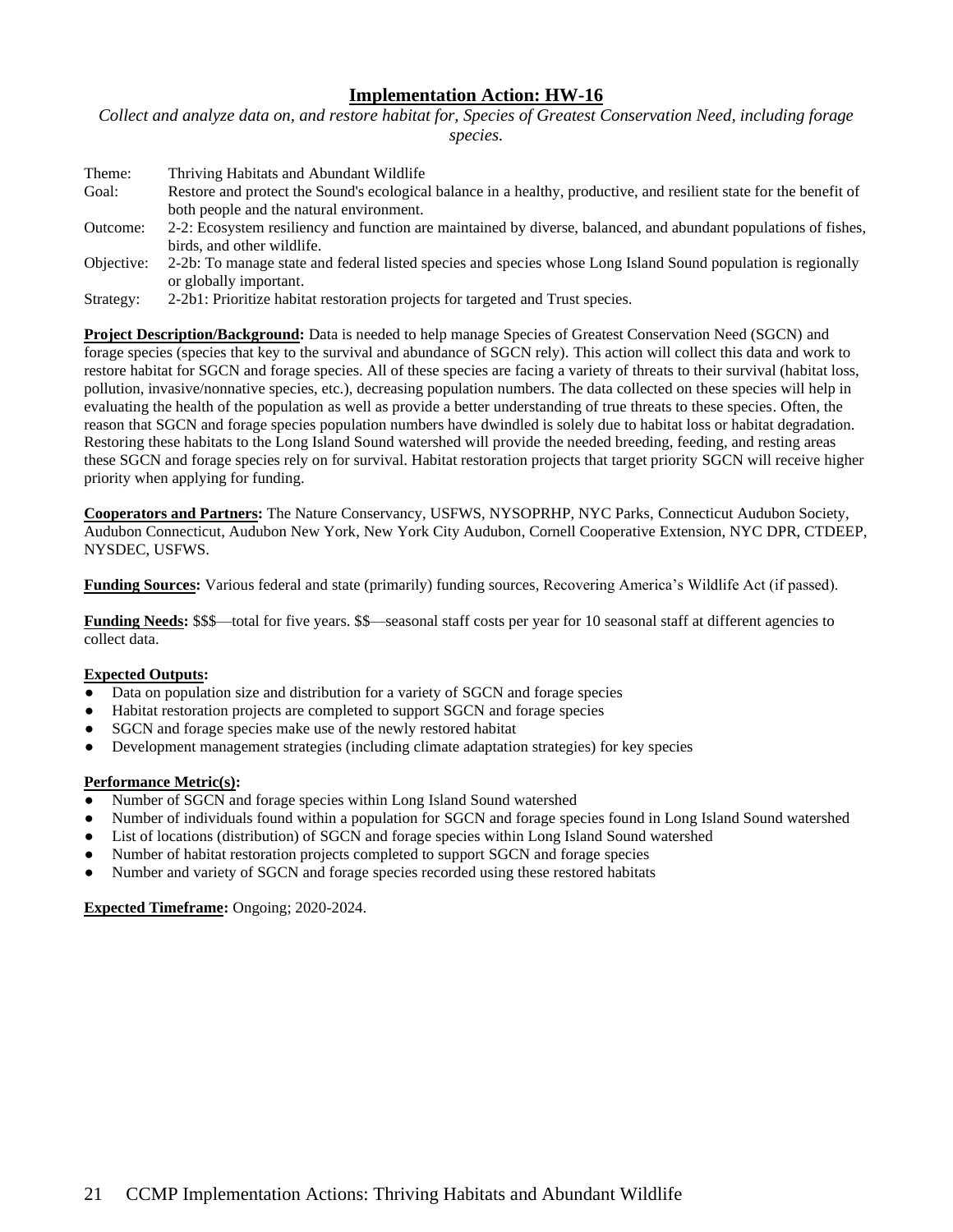## Implementation Action: HW-16

*Collect and analyze data on, and restore habitat for, Species of Greatest Conservation Need, including forage species.*

| | |
|---|---|
| Theme: | Thriving Habitats and Abundant Wildlife |
| Goal: | Restore and protect the Sound's ecological balance in a healthy, productive, and resilient state for the benefit of both people and the natural environment. |
| Outcome: | 2-2: Ecosystem resiliency and function are maintained by diverse, balanced, and abundant populations of fishes, birds, and other wildlife. |
| Objective: | 2-2b: To manage state and federal listed species and species whose Long Island Sound population is regionally or globally important. |
| Strategy: | 2-2b1: Prioritize habitat restoration projects for targeted and Trust species. |

**Project Description/Background:** Data is needed to help manage Species of Greatest Conservation Need (SGCN) and forage species (species that key to the survival and abundance of SGCN rely). This action will collect this data and work to restore habitat for SGCN and forage species. All of these species are facing a variety of threats to their survival (habitat loss, pollution, invasive/nonnative species, etc.), decreasing population numbers. The data collected on these species will help in evaluating the health of the population as well as provide a better understanding of true threats to these species. Often, the reason that SGCN and forage species population numbers have dwindled is solely due to habitat loss or habitat degradation. Restoring these habitats to the Long Island Sound watershed will provide the needed breeding, feeding, and resting areas these SGCN and forage species rely on for survival. Habitat restoration projects that target priority SGCN will receive higher priority when applying for funding.

**Cooperators and Partners:** The Nature Conservancy, USFWS, NYSOPRHP, NYC Parks, Connecticut Audubon Society, Audubon Connecticut, Audubon New York, New York City Audubon, Cornell Cooperative Extension, NYC DPR, CTDEEP, NYSDEC, USFWS.

**Funding Sources:** Various federal and state (primarily) funding sources, Recovering America's Wildlife Act (if passed).

**Funding Needs:** $$$—total for five years. $$—seasonal staff costs per year for 10 seasonal staff at different agencies to collect data.

**Expected Outputs:**

- Data on population size and distribution for a variety of SGCN and forage species
- Habitat restoration projects are completed to support SGCN and forage species
- SGCN and forage species make use of the newly restored habitat
- Development management strategies (including climate adaptation strategies) for key species

**Performance Metric(s):**

- Number of SGCN and forage species within Long Island Sound watershed
- Number of individuals found within a population for SGCN and forage species found in Long Island Sound watershed
- List of locations (distribution) of SGCN and forage species within Long Island Sound watershed
- Number of habitat restoration projects completed to support SGCN and forage species
- Number and variety of SGCN and forage species recorded using these restored habitats

**Expected Timeframe:** Ongoing; 2020-2024.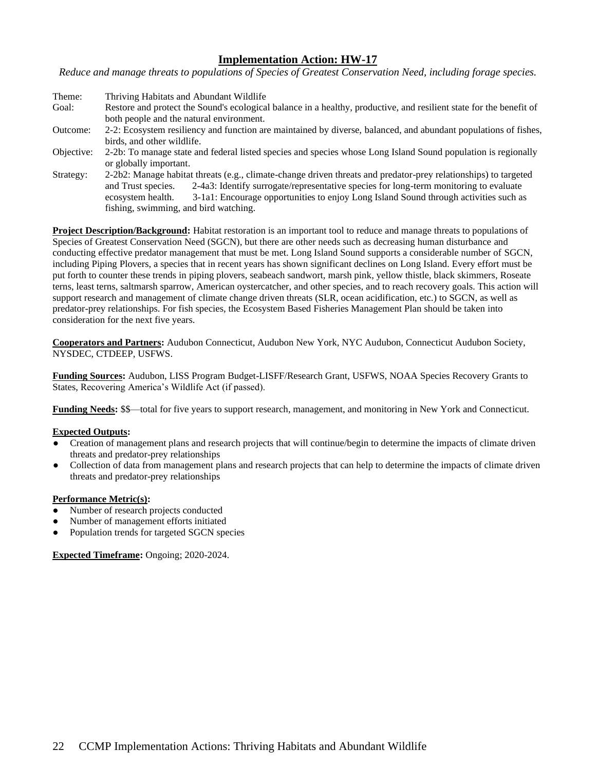## Implementation Action: HW-17

*Reduce and manage threats to populations of Species of Greatest Conservation Need, including forage species.*

Theme: Thriving Habitats and Abundant Wildlife

Goal: Restore and protect the Sound's ecological balance in a healthy, productive, and resilient state for the benefit of both people and the natural environment.

Outcome: 2-2: Ecosystem resiliency and function are maintained by diverse, balanced, and abundant populations of fishes, birds, and other wildlife.

Objective: 2-2b: To manage state and federal listed species and species whose Long Island Sound population is regionally or globally important.

Strategy: 2-2b2: Manage habitat threats (e.g., climate-change driven threats and predator-prey relationships) to targeted and Trust species. 2-4a3: Identify surrogate/representative species for long-term monitoring to evaluate ecosystem health. 3-1a1: Encourage opportunities to enjoy Long Island Sound through activities such as fishing, swimming, and bird watching.

**Project Description/Background:** Habitat restoration is an important tool to reduce and manage threats to populations of Species of Greatest Conservation Need (SGCN), but there are other needs such as decreasing human disturbance and conducting effective predator management that must be met. Long Island Sound supports a considerable number of SGCN, including Piping Plovers, a species that in recent years has shown significant declines on Long Island. Every effort must be put forth to counter these trends in piping plovers, seabeach sandwort, marsh pink, yellow thistle, black skimmers, Roseate terns, least terns, saltmarsh sparrow, American oystercatcher, and other species, and to reach recovery goals. This action will support research and management of climate change driven threats (SLR, ocean acidification, etc.) to SGCN, as well as predator-prey relationships. For fish species, the Ecosystem Based Fisheries Management Plan should be taken into consideration for the next five years.

**Cooperators and Partners:** Audubon Connecticut, Audubon New York, NYC Audubon, Connecticut Audubon Society, NYSDEC, CTDEEP, USFWS.

**Funding Sources:** Audubon, LISS Program Budget-LISFF/Research Grant, USFWS, NOAA Species Recovery Grants to States, Recovering America's Wildlife Act (if passed).

**Funding Needs:** $$—total for five years to support research, management, and monitoring in New York and Connecticut.

**Expected Outputs:**

- Creation of management plans and research projects that will continue/begin to determine the impacts of climate driven threats and predator-prey relationships
- Collection of data from management plans and research projects that can help to determine the impacts of climate driven threats and predator-prey relationships

**Performance Metric(s):**

- Number of research projects conducted
- Number of management efforts initiated
- Population trends for targeted SGCN species

**Expected Timeframe:** Ongoing; 2020-2024.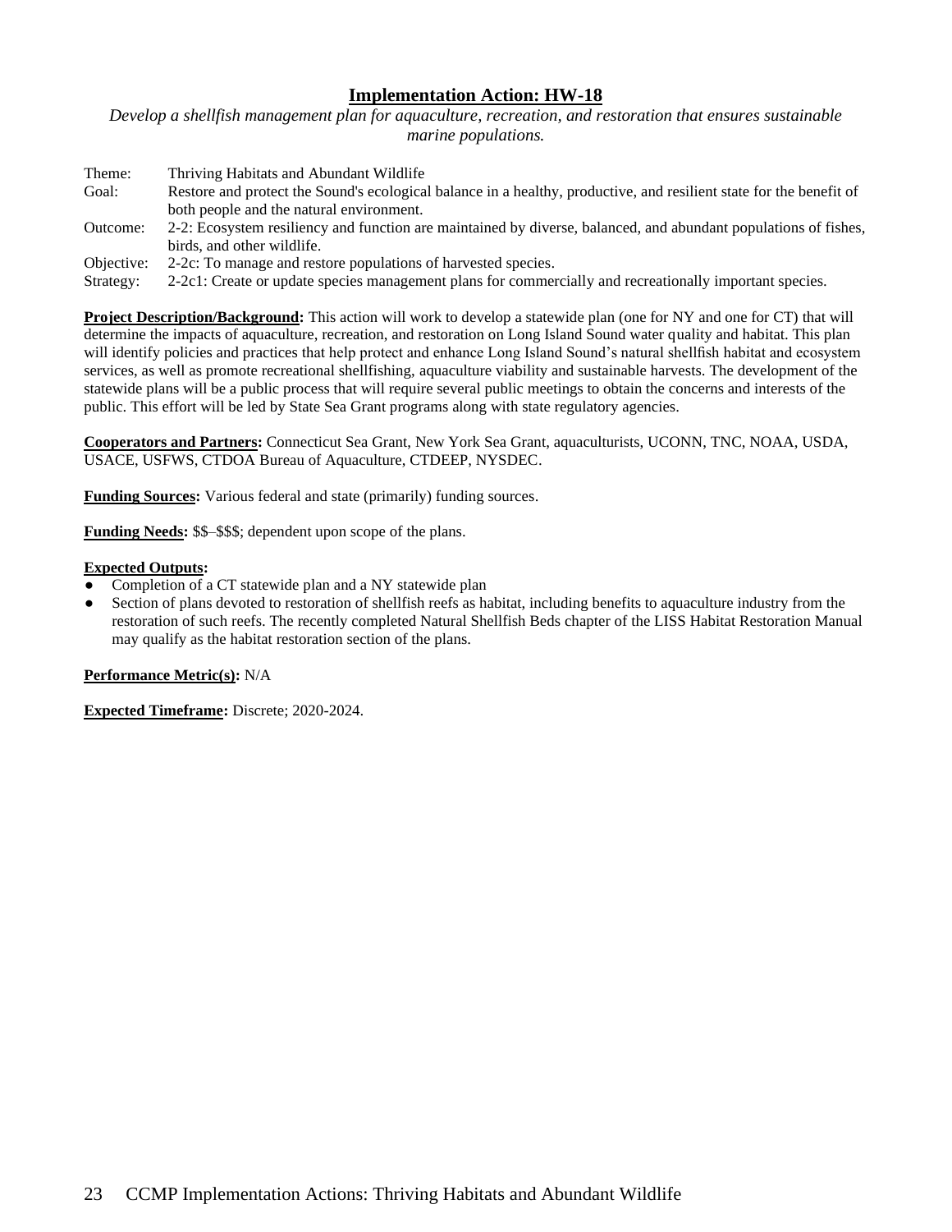## Implementation Action: HW-18

*Develop a shellfish management plan for aquaculture, recreation, and restoration that ensures sustainable marine populations.*

| | |
|---|---|
| Theme: | Thriving Habitats and Abundant Wildlife |
| Goal: | Restore and protect the Sound's ecological balance in a healthy, productive, and resilient state for the benefit of both people and the natural environment. |
| Outcome: | 2-2: Ecosystem resiliency and function are maintained by diverse, balanced, and abundant populations of fishes, birds, and other wildlife. |
| Objective: | 2-2c: To manage and restore populations of harvested species. |
| Strategy: | 2-2c1: Create or update species management plans for commercially and recreationally important species. |

**Project Description/Background:** This action will work to develop a statewide plan (one for NY and one for CT) that will determine the impacts of aquaculture, recreation, and restoration on Long Island Sound water quality and habitat. This plan will identify policies and practices that help protect and enhance Long Island Sound's natural shellfish habitat and ecosystem services, as well as promote recreational shellfishing, aquaculture viability and sustainable harvests. The development of the statewide plans will be a public process that will require several public meetings to obtain the concerns and interests of the public. This effort will be led by State Sea Grant programs along with state regulatory agencies.

**Cooperators and Partners:** Connecticut Sea Grant, New York Sea Grant, aquaculturists, UCONN, TNC, NOAA, USDA, USACE, USFWS, CTDOA Bureau of Aquaculture, CTDEEP, NYSDEC.

**Funding Sources:** Various federal and state (primarily) funding sources.

**Funding Needs:** $$–$$$; dependent upon scope of the plans.

**Expected Outputs:**

- Completion of a CT statewide plan and a NY statewide plan
- Section of plans devoted to restoration of shellfish reefs as habitat, including benefits to aquaculture industry from the restoration of such reefs. The recently completed Natural Shellfish Beds chapter of the LISS Habitat Restoration Manual may qualify as the habitat restoration section of the plans.

**Performance Metric(s):** N/A

**Expected Timeframe:** Discrete; 2020-2024.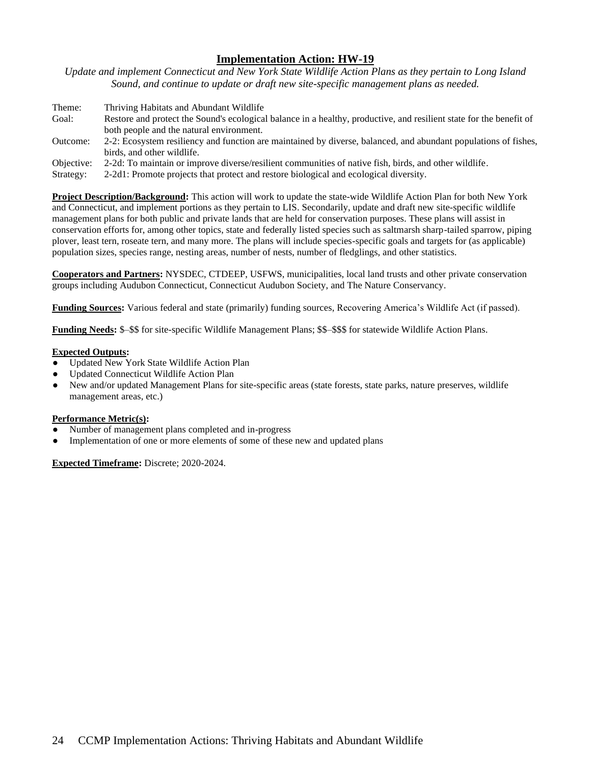## Implementation Action: HW-19

*Update and implement Connecticut and New York State Wildlife Action Plans as they pertain to Long Island Sound, and continue to update or draft new site-specific management plans as needed.*

Theme: Thriving Habitats and Abundant Wildlife
Goal: Restore and protect the Sound's ecological balance in a healthy, productive, and resilient state for the benefit of both people and the natural environment.
Outcome: 2-2: Ecosystem resiliency and function are maintained by diverse, balanced, and abundant populations of fishes, birds, and other wildlife.
Objective: 2-2d: To maintain or improve diverse/resilient communities of native fish, birds, and other wildlife.
Strategy: 2-2d1: Promote projects that protect and restore biological and ecological diversity.

**Project Description/Background:** This action will work to update the state-wide Wildlife Action Plan for both New York and Connecticut, and implement portions as they pertain to LIS. Secondarily, update and draft new site-specific wildlife management plans for both public and private lands that are held for conservation purposes. These plans will assist in conservation efforts for, among other topics, state and federally listed species such as saltmarsh sharp-tailed sparrow, piping plover, least tern, roseate tern, and many more. The plans will include species-specific goals and targets for (as applicable) population sizes, species range, nesting areas, number of nests, number of fledglings, and other statistics.

**Cooperators and Partners:** NYSDEC, CTDEEP, USFWS, municipalities, local land trusts and other private conservation groups including Audubon Connecticut, Connecticut Audubon Society, and The Nature Conservancy.

**Funding Sources:** Various federal and state (primarily) funding sources, Recovering America's Wildlife Act (if passed).

**Funding Needs:** $–$$ for site-specific Wildlife Management Plans; $$–$$$ for statewide Wildlife Action Plans.

**Expected Outputs:**
- Updated New York State Wildlife Action Plan
- Updated Connecticut Wildlife Action Plan
- New and/or updated Management Plans for site-specific areas (state forests, state parks, nature preserves, wildlife management areas, etc.)

**Performance Metric(s):**
- Number of management plans completed and in-progress
- Implementation of one or more elements of some of these new and updated plans

**Expected Timeframe:** Discrete; 2020-2024.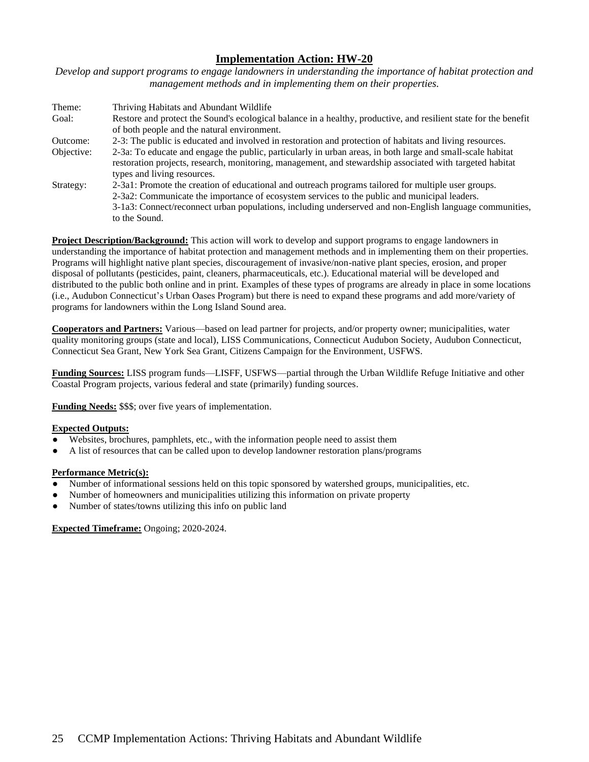## Implementation Action: HW-20

*Develop and support programs to engage landowners in understanding the importance of habitat protection and management methods and in implementing them on their properties.*

| | |
|---|---|
| Theme: | Thriving Habitats and Abundant Wildlife |
| Goal: | Restore and protect the Sound's ecological balance in a healthy, productive, and resilient state for the benefit of both people and the natural environment. |
| Outcome: | 2-3: The public is educated and involved in restoration and protection of habitats and living resources. |
| Objective: | 2-3a: To educate and engage the public, particularly in urban areas, in both large and small-scale habitat restoration projects, research, monitoring, management, and stewardship associated with targeted habitat types and living resources. |
| Strategy: | 2-3a1: Promote the creation of educational and outreach programs tailored for multiple user groups.<br>2-3a2: Communicate the importance of ecosystem services to the public and municipal leaders.<br>3-1a3: Connect/reconnect urban populations, including underserved and non-English language communities, to the Sound. |

**Project Description/Background:** This action will work to develop and support programs to engage landowners in understanding the importance of habitat protection and management methods and in implementing them on their properties. Programs will highlight native plant species, discouragement of invasive/non-native plant species, erosion, and proper disposal of pollutants (pesticides, paint, cleaners, pharmaceuticals, etc.). Educational material will be developed and distributed to the public both online and in print. Examples of these types of programs are already in place in some locations (i.e., Audubon Connecticut's Urban Oases Program) but there is need to expand these programs and add more/variety of programs for landowners within the Long Island Sound area.

**Cooperators and Partners:** Various—based on lead partner for projects, and/or property owner; municipalities, water quality monitoring groups (state and local), LISS Communications, Connecticut Audubon Society, Audubon Connecticut, Connecticut Sea Grant, New York Sea Grant, Citizens Campaign for the Environment, USFWS.

**Funding Sources:** LISS program funds—LISFF, USFWS—partial through the Urban Wildlife Refuge Initiative and other Coastal Program projects, various federal and state (primarily) funding sources.

**Funding Needs:** $$$; over five years of implementation.

**Expected Outputs:**

- Websites, brochures, pamphlets, etc., with the information people need to assist them
- A list of resources that can be called upon to develop landowner restoration plans/programs

**Performance Metric(s):**

- Number of informational sessions held on this topic sponsored by watershed groups, municipalities, etc.
- Number of homeowners and municipalities utilizing this information on private property
- Number of states/towns utilizing this info on public land

**Expected Timeframe:** Ongoing; 2020-2024.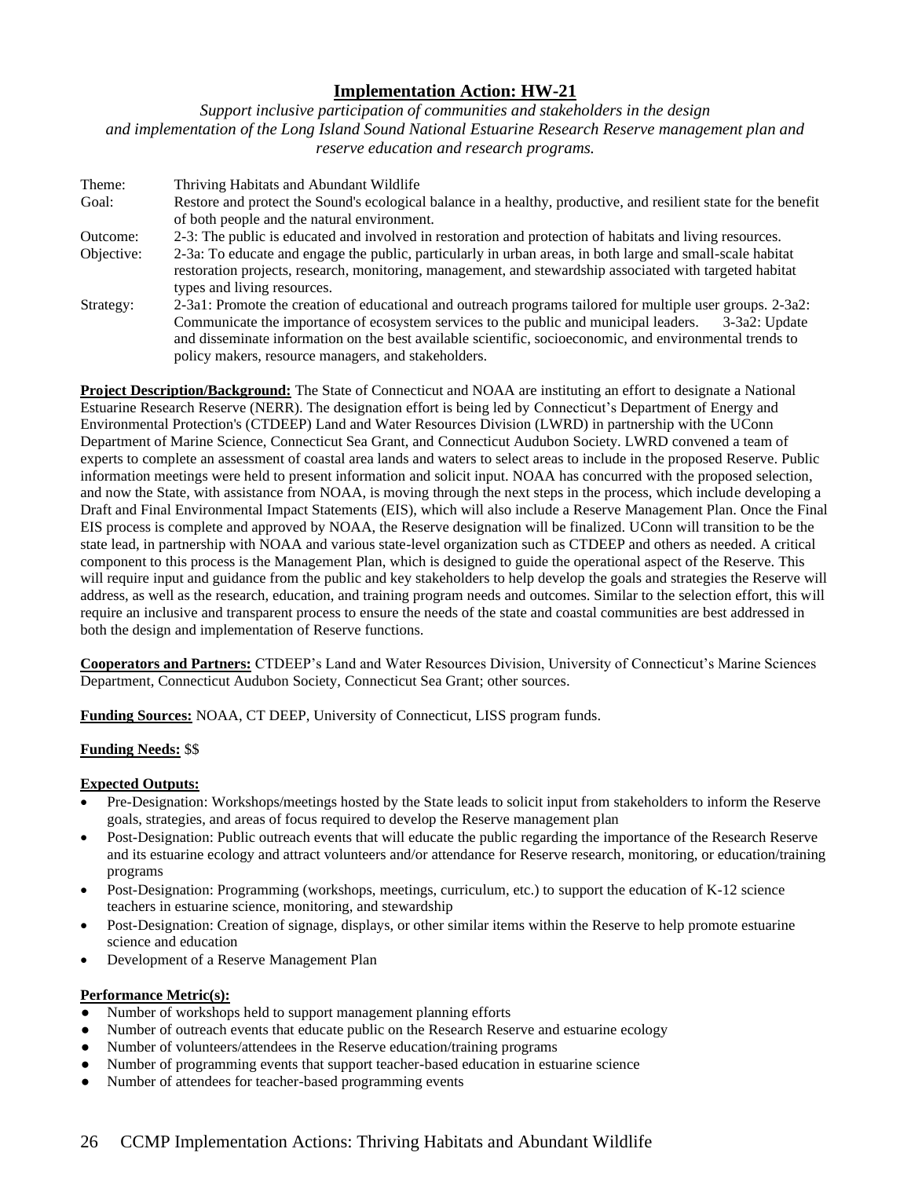## Implementation Action: HW-21

*Support inclusive participation of communities and stakeholders in the design and implementation of the Long Island Sound National Estuarine Research Reserve management plan and reserve education and research programs.*

| | |
|---|---|
| Theme: | Thriving Habitats and Abundant Wildlife |
| Goal: | Restore and protect the Sound's ecological balance in a healthy, productive, and resilient state for the benefit of both people and the natural environment. |
| Outcome: | 2-3: The public is educated and involved in restoration and protection of habitats and living resources. |
| Objective: | 2-3a: To educate and engage the public, particularly in urban areas, in both large and small-scale habitat restoration projects, research, monitoring, management, and stewardship associated with targeted habitat types and living resources. |
| Strategy: | 2-3a1: Promote the creation of educational and outreach programs tailored for multiple user groups. 2-3a2: Communicate the importance of ecosystem services to the public and municipal leaders. 3-3a2: Update and disseminate information on the best available scientific, socioeconomic, and environmental trends to policy makers, resource managers, and stakeholders. |

**Project Description/Background:** The State of Connecticut and NOAA are instituting an effort to designate a National Estuarine Research Reserve (NERR). The designation effort is being led by Connecticut's Department of Energy and Environmental Protection's (CTDEEP) Land and Water Resources Division (LWRD) in partnership with the UConn Department of Marine Science, Connecticut Sea Grant, and Connecticut Audubon Society. LWRD convened a team of experts to complete an assessment of coastal area lands and waters to select areas to include in the proposed Reserve. Public information meetings were held to present information and solicit input. NOAA has concurred with the proposed selection, and now the State, with assistance from NOAA, is moving through the next steps in the process, which include developing a Draft and Final Environmental Impact Statements (EIS), which will also include a Reserve Management Plan. Once the Final EIS process is complete and approved by NOAA, the Reserve designation will be finalized. UConn will transition to be the state lead, in partnership with NOAA and various state-level organization such as CTDEEP and others as needed. A critical component to this process is the Management Plan, which is designed to guide the operational aspect of the Reserve. This will require input and guidance from the public and key stakeholders to help develop the goals and strategies the Reserve will address, as well as the research, education, and training program needs and outcomes. Similar to the selection effort, this will require an inclusive and transparent process to ensure the needs of the state and coastal communities are best addressed in both the design and implementation of Reserve functions.

**Cooperators and Partners:** CTDEEP's Land and Water Resources Division, University of Connecticut's Marine Sciences Department, Connecticut Audubon Society, Connecticut Sea Grant; other sources.

**Funding Sources:** NOAA, CT DEEP, University of Connecticut, LISS program funds.

**Funding Needs:** $$

**Expected Outputs:**

- Pre-Designation: Workshops/meetings hosted by the State leads to solicit input from stakeholders to inform the Reserve goals, strategies, and areas of focus required to develop the Reserve management plan
- Post-Designation: Public outreach events that will educate the public regarding the importance of the Research Reserve and its estuarine ecology and attract volunteers and/or attendance for Reserve research, monitoring, or education/training programs
- Post-Designation: Programming (workshops, meetings, curriculum, etc.) to support the education of K-12 science teachers in estuarine science, monitoring, and stewardship
- Post-Designation: Creation of signage, displays, or other similar items within the Reserve to help promote estuarine science and education
- Development of a Reserve Management Plan

**Performance Metric(s):**

- Number of workshops held to support management planning efforts
- Number of outreach events that educate public on the Research Reserve and estuarine ecology
- Number of volunteers/attendees in the Reserve education/training programs
- Number of programming events that support teacher-based education in estuarine science
- Number of attendees for teacher-based programming events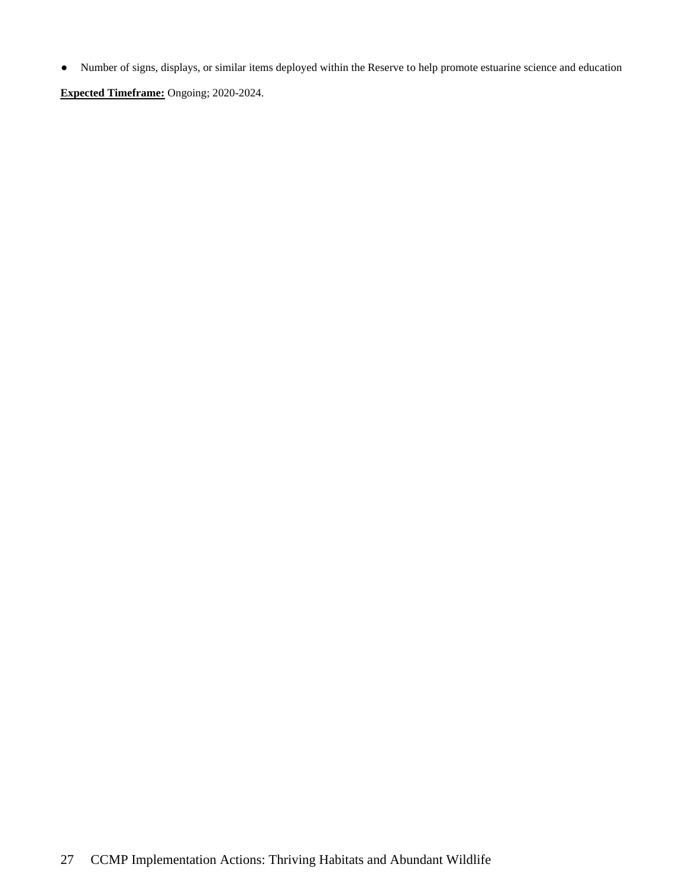- Number of signs, displays, or similar items deployed within the Reserve to help promote estuarine science and education

**Expected Timeframe:** Ongoing; 2020-2024.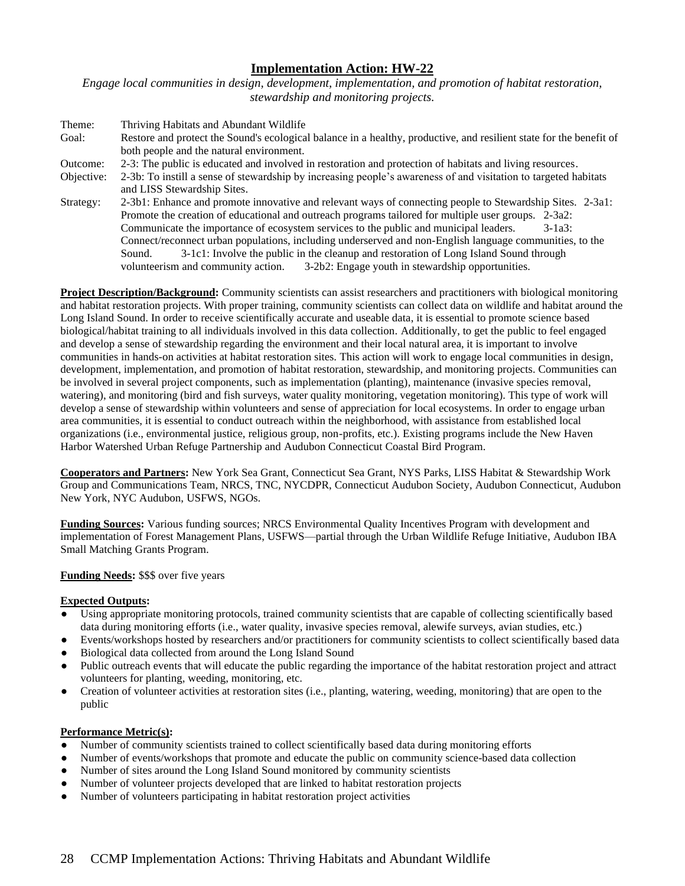## Implementation Action: HW-22

*Engage local communities in design, development, implementation, and promotion of habitat restoration, stewardship and monitoring projects.*

Theme: Thriving Habitats and Abundant Wildlife

Goal: Restore and protect the Sound's ecological balance in a healthy, productive, and resilient state for the benefit of both people and the natural environment.

Outcome: 2-3: The public is educated and involved in restoration and protection of habitats and living resources.

Objective: 2-3b: To instill a sense of stewardship by increasing people's awareness of and visitation to targeted habitats and LISS Stewardship Sites.

Strategy: 2-3b1: Enhance and promote innovative and relevant ways of connecting people to Stewardship Sites. 2-3a1: Promote the creation of educational and outreach programs tailored for multiple user groups. 2-3a2: Communicate the importance of ecosystem services to the public and municipal leaders. 3-1a3: Connect/reconnect urban populations, including underserved and non-English language communities, to the Sound. 3-1c1: Involve the public in the cleanup and restoration of Long Island Sound through volunteerism and community action. 3-2b2: Engage youth in stewardship opportunities.

**Project Description/Background:** Community scientists can assist researchers and practitioners with biological monitoring and habitat restoration projects. With proper training, community scientists can collect data on wildlife and habitat around the Long Island Sound. In order to receive scientifically accurate and useable data, it is essential to promote science based biological/habitat training to all individuals involved in this data collection. Additionally, to get the public to feel engaged and develop a sense of stewardship regarding the environment and their local natural area, it is important to involve communities in hands-on activities at habitat restoration sites. This action will work to engage local communities in design, development, implementation, and promotion of habitat restoration, stewardship, and monitoring projects. Communities can be involved in several project components, such as implementation (planting), maintenance (invasive species removal, watering), and monitoring (bird and fish surveys, water quality monitoring, vegetation monitoring). This type of work will develop a sense of stewardship within volunteers and sense of appreciation for local ecosystems. In order to engage urban area communities, it is essential to conduct outreach within the neighborhood, with assistance from established local organizations (i.e., environmental justice, religious group, non-profits, etc.). Existing programs include the New Haven Harbor Watershed Urban Refuge Partnership and Audubon Connecticut Coastal Bird Program.

**Cooperators and Partners:** New York Sea Grant, Connecticut Sea Grant, NYS Parks, LISS Habitat & Stewardship Work Group and Communications Team, NRCS, TNC, NYCDPR, Connecticut Audubon Society, Audubon Connecticut, Audubon New York, NYC Audubon, USFWS, NGOs.

**Funding Sources:** Various funding sources; NRCS Environmental Quality Incentives Program with development and implementation of Forest Management Plans, USFWS—partial through the Urban Wildlife Refuge Initiative, Audubon IBA Small Matching Grants Program.

**Funding Needs:** $$$ over five years

**Expected Outputs:**

- Using appropriate monitoring protocols, trained community scientists that are capable of collecting scientifically based data during monitoring efforts (i.e., water quality, invasive species removal, alewife surveys, avian studies, etc.)
- Events/workshops hosted by researchers and/or practitioners for community scientists to collect scientifically based data
- Biological data collected from around the Long Island Sound
- Public outreach events that will educate the public regarding the importance of the habitat restoration project and attract volunteers for planting, weeding, monitoring, etc.
- Creation of volunteer activities at restoration sites (i.e., planting, watering, weeding, monitoring) that are open to the public

**Performance Metric(s):**

- Number of community scientists trained to collect scientifically based data during monitoring efforts
- Number of events/workshops that promote and educate the public on community science-based data collection
- Number of sites around the Long Island Sound monitored by community scientists
- Number of volunteer projects developed that are linked to habitat restoration projects
- Number of volunteers participating in habitat restoration project activities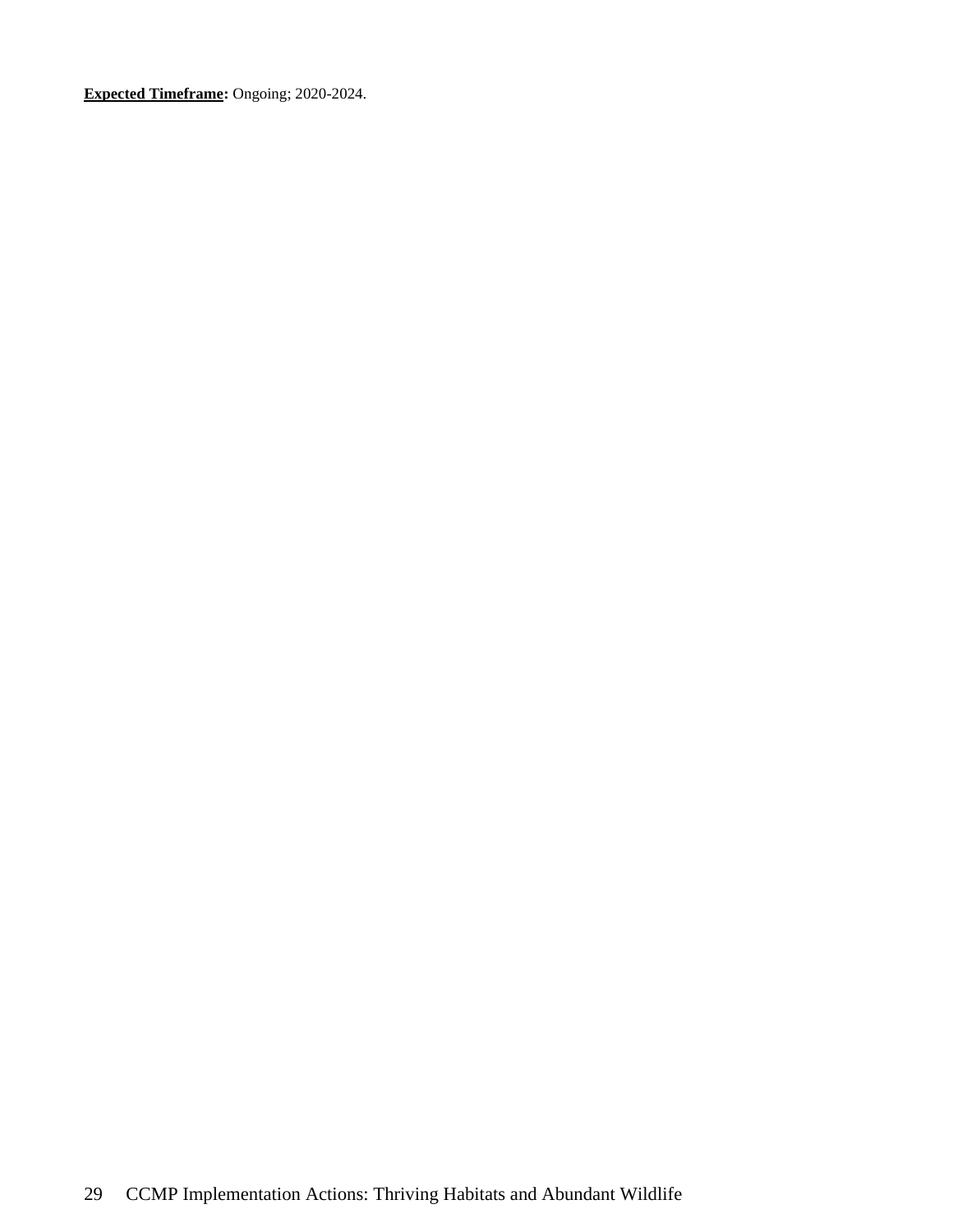**Expected Timeframe:** Ongoing; 2020-2024.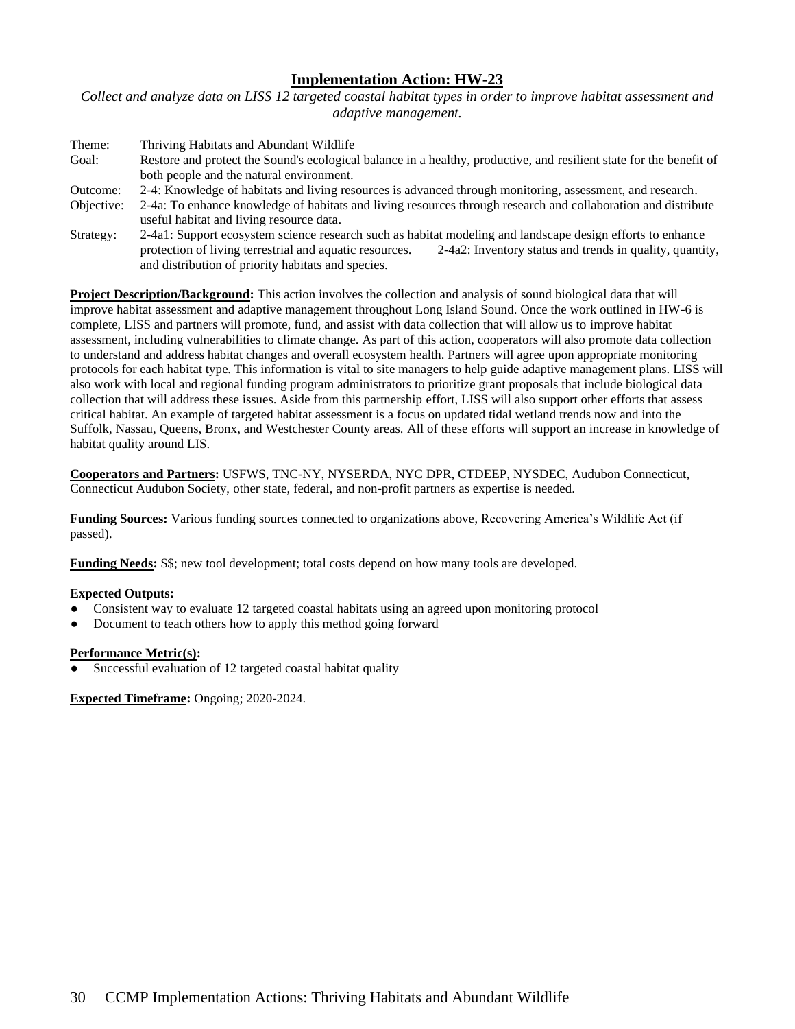## Implementation Action: HW-23

*Collect and analyze data on LISS 12 targeted coastal habitat types in order to improve habitat assessment and adaptive management.*

Theme: Thriving Habitats and Abundant Wildlife

Goal: Restore and protect the Sound's ecological balance in a healthy, productive, and resilient state for the benefit of both people and the natural environment.

Outcome: 2-4: Knowledge of habitats and living resources is advanced through monitoring, assessment, and research.

Objective: 2-4a: To enhance knowledge of habitats and living resources through research and collaboration and distribute useful habitat and living resource data.

Strategy: 2-4a1: Support ecosystem science research such as habitat modeling and landscape design efforts to enhance protection of living terrestrial and aquatic resources. 2-4a2: Inventory status and trends in quality, quantity, and distribution of priority habitats and species.

**Project Description/Background:** This action involves the collection and analysis of sound biological data that will improve habitat assessment and adaptive management throughout Long Island Sound. Once the work outlined in HW-6 is complete, LISS and partners will promote, fund, and assist with data collection that will allow us to improve habitat assessment, including vulnerabilities to climate change. As part of this action, cooperators will also promote data collection to understand and address habitat changes and overall ecosystem health. Partners will agree upon appropriate monitoring protocols for each habitat type. This information is vital to site managers to help guide adaptive management plans. LISS will also work with local and regional funding program administrators to prioritize grant proposals that include biological data collection that will address these issues. Aside from this partnership effort, LISS will also support other efforts that assess critical habitat. An example of targeted habitat assessment is a focus on updated tidal wetland trends now and into the Suffolk, Nassau, Queens, Bronx, and Westchester County areas. All of these efforts will support an increase in knowledge of habitat quality around LIS.

**Cooperators and Partners:** USFWS, TNC-NY, NYSERDA, NYC DPR, CTDEEP, NYSDEC, Audubon Connecticut, Connecticut Audubon Society, other state, federal, and non-profit partners as expertise is needed.

**Funding Sources:** Various funding sources connected to organizations above, Recovering America's Wildlife Act (if passed).

**Funding Needs:** $$; new tool development; total costs depend on how many tools are developed.

**Expected Outputs:**

- Consistent way to evaluate 12 targeted coastal habitats using an agreed upon monitoring protocol
- Document to teach others how to apply this method going forward

**Performance Metric(s):**

- Successful evaluation of 12 targeted coastal habitat quality

**Expected Timeframe:** Ongoing; 2020-2024.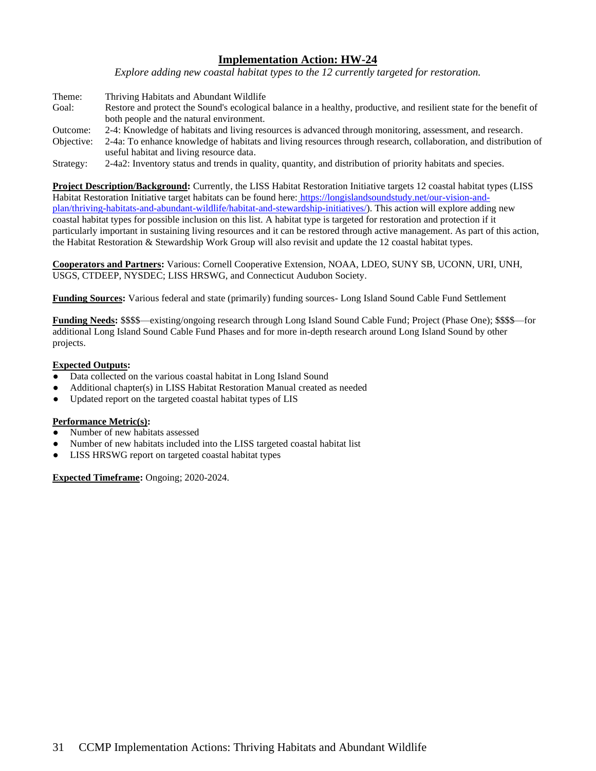# Implementation Action: HW-24

*Explore adding new coastal habitat types to the 12 currently targeted for restoration.*

Theme: Thriving Habitats and Abundant Wildlife
Goal: Restore and protect the Sound's ecological balance in a healthy, productive, and resilient state for the benefit of both people and the natural environment.
Outcome: 2-4: Knowledge of habitats and living resources is advanced through monitoring, assessment, and research.
Objective: 2-4a: To enhance knowledge of habitats and living resources through research, collaboration, and distribution of useful habitat and living resource data.
Strategy: 2-4a2: Inventory status and trends in quality, quantity, and distribution of priority habitats and species.

**Project Description/Background:** Currently, the LISS Habitat Restoration Initiative targets 12 coastal habitat types (LISS Habitat Restoration Initiative target habitats can be found here: https://longislandsoundstudy.net/our-vision-and-plan/thriving-habitats-and-abundant-wildlife/habitat-and-stewardship-initiatives/). This action will explore adding new coastal habitat types for possible inclusion on this list. A habitat type is targeted for restoration and protection if it particularly important in sustaining living resources and it can be restored through active management. As part of this action, the Habitat Restoration & Stewardship Work Group will also revisit and update the 12 coastal habitat types.

**Cooperators and Partners:** Various: Cornell Cooperative Extension, NOAA, LDEO, SUNY SB, UCONN, URI, UNH, USGS, CTDEEP, NYSDEC; LISS HRSWG, and Connecticut Audubon Society.

**Funding Sources:** Various federal and state (primarily) funding sources- Long Island Sound Cable Fund Settlement

**Funding Needs:** $$$$—existing/ongoing research through Long Island Sound Cable Fund; Project (Phase One); $$$$—for additional Long Island Sound Cable Fund Phases and for more in-depth research around Long Island Sound by other projects.

**Expected Outputs:**

- Data collected on the various coastal habitat in Long Island Sound
- Additional chapter(s) in LISS Habitat Restoration Manual created as needed
- Updated report on the targeted coastal habitat types of LIS

**Performance Metric(s):**

- Number of new habitats assessed
- Number of new habitats included into the LISS targeted coastal habitat list
- LISS HRSWG report on targeted coastal habitat types

**Expected Timeframe:** Ongoing; 2020-2024.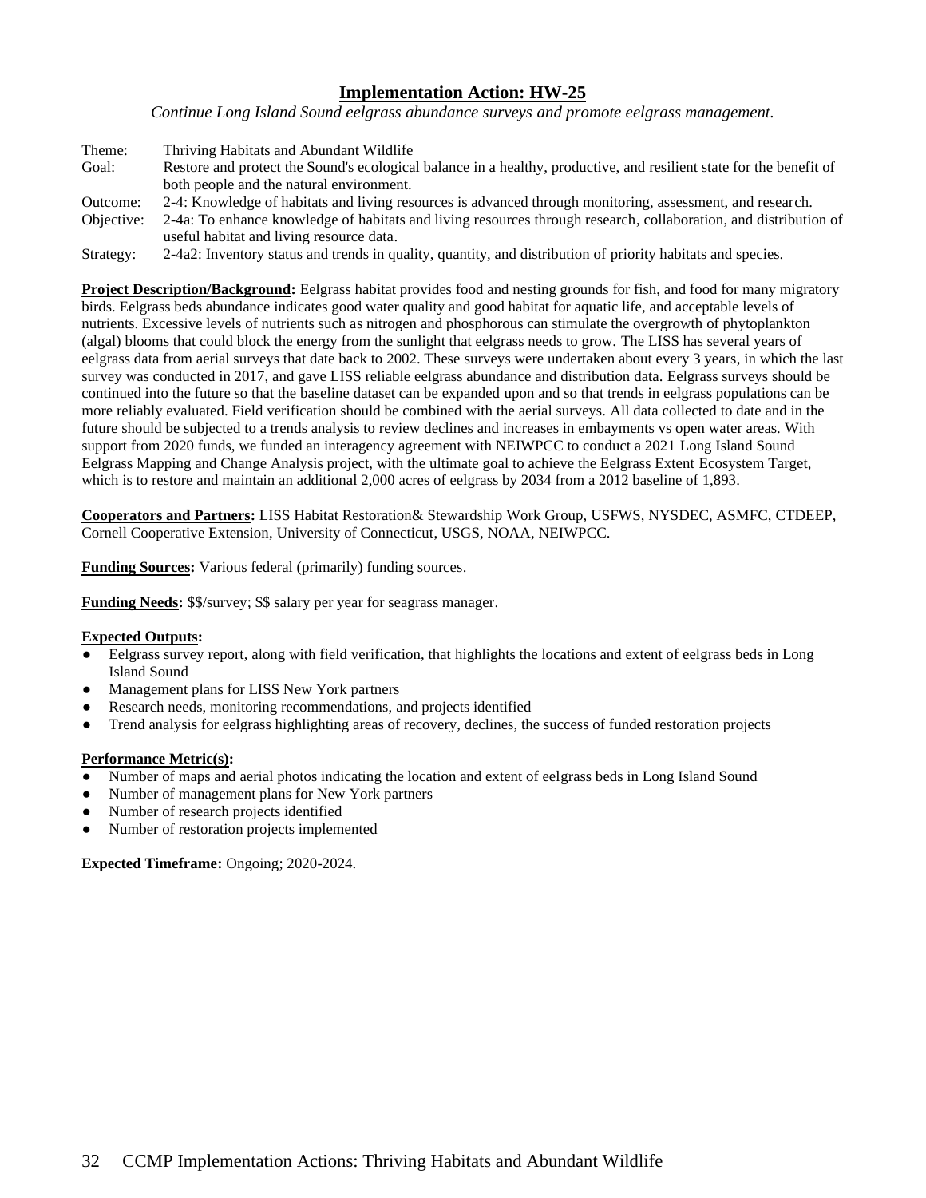## Implementation Action: HW-25

*Continue Long Island Sound eelgrass abundance surveys and promote eelgrass management.*

Theme: Thriving Habitats and Abundant Wildlife
Goal: Restore and protect the Sound's ecological balance in a healthy, productive, and resilient state for the benefit of both people and the natural environment.
Outcome: 2-4: Knowledge of habitats and living resources is advanced through monitoring, assessment, and research.
Objective: 2-4a: To enhance knowledge of habitats and living resources through research, collaboration, and distribution of useful habitat and living resource data.
Strategy: 2-4a2: Inventory status and trends in quality, quantity, and distribution of priority habitats and species.

**Project Description/Background:** Eelgrass habitat provides food and nesting grounds for fish, and food for many migratory birds. Eelgrass beds abundance indicates good water quality and good habitat for aquatic life, and acceptable levels of nutrients. Excessive levels of nutrients such as nitrogen and phosphorous can stimulate the overgrowth of phytoplankton (algal) blooms that could block the energy from the sunlight that eelgrass needs to grow. The LISS has several years of eelgrass data from aerial surveys that date back to 2002. These surveys were undertaken about every 3 years, in which the last survey was conducted in 2017, and gave LISS reliable eelgrass abundance and distribution data. Eelgrass surveys should be continued into the future so that the baseline dataset can be expanded upon and so that trends in eelgrass populations can be more reliably evaluated. Field verification should be combined with the aerial surveys. All data collected to date and in the future should be subjected to a trends analysis to review declines and increases in embayments vs open water areas. With support from 2020 funds, we funded an interagency agreement with NEIWPCC to conduct a 2021 Long Island Sound Eelgrass Mapping and Change Analysis project, with the ultimate goal to achieve the Eelgrass Extent Ecosystem Target, which is to restore and maintain an additional 2,000 acres of eelgrass by 2034 from a 2012 baseline of 1,893.

**Cooperators and Partners:** LISS Habitat Restoration& Stewardship Work Group, USFWS, NYSDEC, ASMFC, CTDEEP, Cornell Cooperative Extension, University of Connecticut, USGS, NOAA, NEIWPCC.

**Funding Sources:** Various federal (primarily) funding sources.

**Funding Needs:** $$/survey; $$ salary per year for seagrass manager.

**Expected Outputs:**

- Eelgrass survey report, along with field verification, that highlights the locations and extent of eelgrass beds in Long Island Sound
- Management plans for LISS New York partners
- Research needs, monitoring recommendations, and projects identified
- Trend analysis for eelgrass highlighting areas of recovery, declines, the success of funded restoration projects

**Performance Metric(s):**

- Number of maps and aerial photos indicating the location and extent of eelgrass beds in Long Island Sound
- Number of management plans for New York partners
- Number of research projects identified
- Number of restoration projects implemented

**Expected Timeframe:** Ongoing; 2020-2024.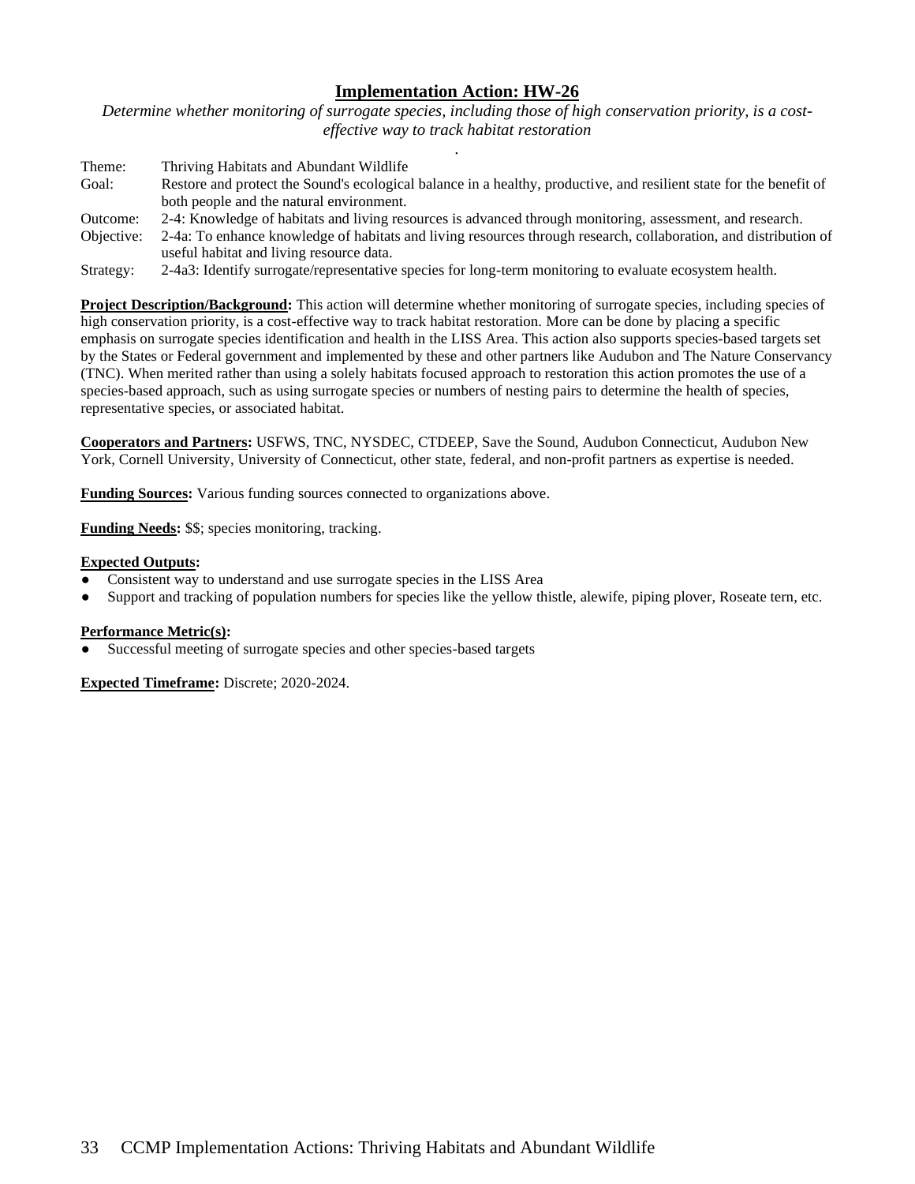## Implementation Action: HW-26

*Determine whether monitoring of surrogate species, including those of high conservation priority, is a cost-effective way to track habitat restoration*

.

| | |
|---|---|
| Theme: | Thriving Habitats and Abundant Wildlife |
| Goal: | Restore and protect the Sound's ecological balance in a healthy, productive, and resilient state for the benefit of both people and the natural environment. |
| Outcome: | 2-4: Knowledge of habitats and living resources is advanced through monitoring, assessment, and research. |
| Objective: | 2-4a: To enhance knowledge of habitats and living resources through research, collaboration, and distribution of useful habitat and living resource data. |
| Strategy: | 2-4a3: Identify surrogate/representative species for long-term monitoring to evaluate ecosystem health. |

**Project Description/Background:** This action will determine whether monitoring of surrogate species, including species of high conservation priority, is a cost-effective way to track habitat restoration. More can be done by placing a specific emphasis on surrogate species identification and health in the LISS Area. This action also supports species-based targets set by the States or Federal government and implemented by these and other partners like Audubon and The Nature Conservancy (TNC). When merited rather than using a solely habitats focused approach to restoration this action promotes the use of a species-based approach, such as using surrogate species or numbers of nesting pairs to determine the health of species, representative species, or associated habitat.

**Cooperators and Partners:** USFWS, TNC, NYSDEC, CTDEEP, Save the Sound, Audubon Connecticut, Audubon New York, Cornell University, University of Connecticut, other state, federal, and non-profit partners as expertise is needed.

**Funding Sources:** Various funding sources connected to organizations above.

**Funding Needs:** $$; species monitoring, tracking.

**Expected Outputs:**

- Consistent way to understand and use surrogate species in the LISS Area
- Support and tracking of population numbers for species like the yellow thistle, alewife, piping plover, Roseate tern, etc.

**Performance Metric(s):**

- Successful meeting of surrogate species and other species-based targets

**Expected Timeframe:** Discrete; 2020-2024.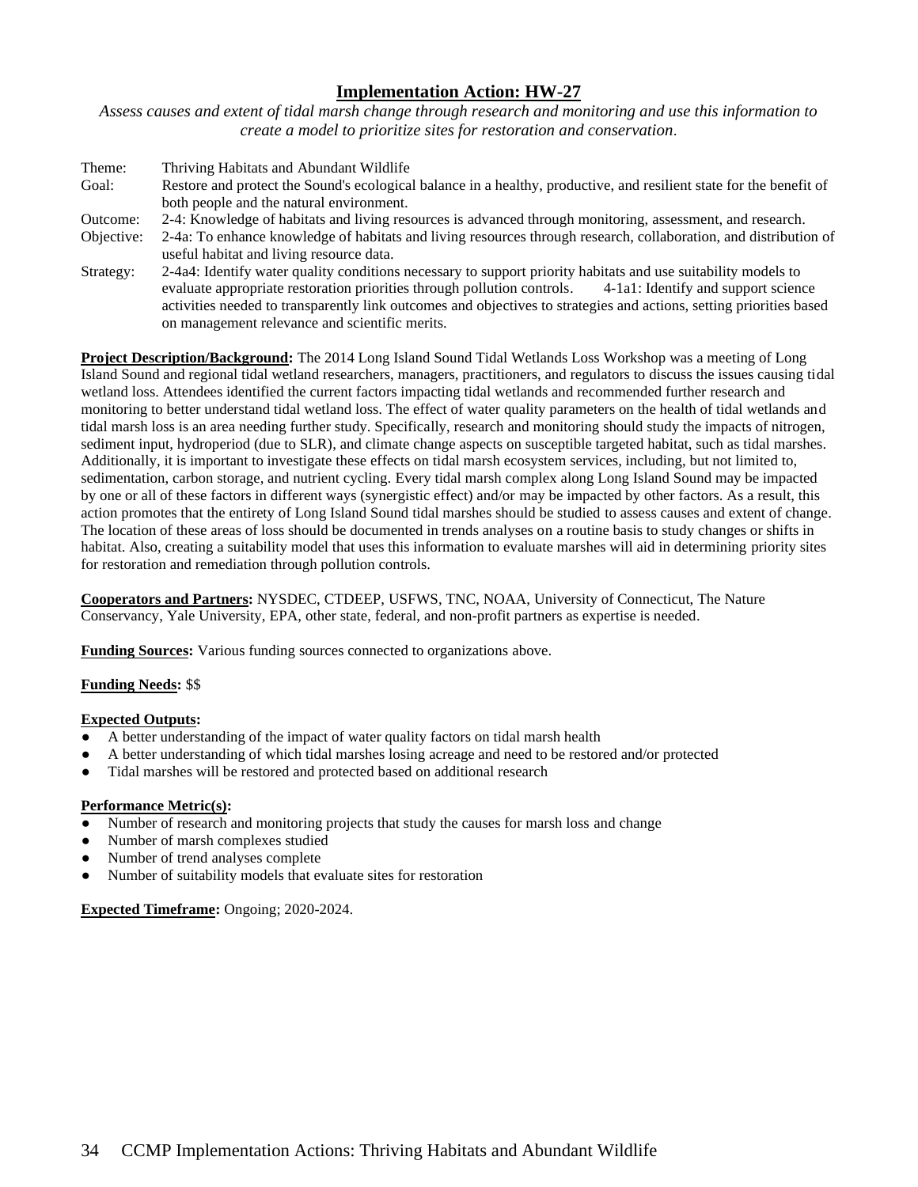## Implementation Action: HW-27

*Assess causes and extent of tidal marsh change through research and monitoring and use this information to create a model to prioritize sites for restoration and conservation.*

| | |
|---|---|
| Theme: | Thriving Habitats and Abundant Wildlife |
| Goal: | Restore and protect the Sound's ecological balance in a healthy, productive, and resilient state for the benefit of both people and the natural environment. |
| Outcome: | 2-4: Knowledge of habitats and living resources is advanced through monitoring, assessment, and research. |
| Objective: | 2-4a: To enhance knowledge of habitats and living resources through research, collaboration, and distribution of useful habitat and living resource data. |
| Strategy: | 2-4a4: Identify water quality conditions necessary to support priority habitats and use suitability models to evaluate appropriate restoration priorities through pollution controls. 4-1a1: Identify and support science activities needed to transparently link outcomes and objectives to strategies and actions, setting priorities based on management relevance and scientific merits. |

**Project Description/Background:** The 2014 Long Island Sound Tidal Wetlands Loss Workshop was a meeting of Long Island Sound and regional tidal wetland researchers, managers, practitioners, and regulators to discuss the issues causing tidal wetland loss. Attendees identified the current factors impacting tidal wetlands and recommended further research and monitoring to better understand tidal wetland loss. The effect of water quality parameters on the health of tidal wetlands and tidal marsh loss is an area needing further study. Specifically, research and monitoring should study the impacts of nitrogen, sediment input, hydroperiod (due to SLR), and climate change aspects on susceptible targeted habitat, such as tidal marshes. Additionally, it is important to investigate these effects on tidal marsh ecosystem services, including, but not limited to, sedimentation, carbon storage, and nutrient cycling. Every tidal marsh complex along Long Island Sound may be impacted by one or all of these factors in different ways (synergistic effect) and/or may be impacted by other factors. As a result, this action promotes that the entirety of Long Island Sound tidal marshes should be studied to assess causes and extent of change. The location of these areas of loss should be documented in trends analyses on a routine basis to study changes or shifts in habitat. Also, creating a suitability model that uses this information to evaluate marshes will aid in determining priority sites for restoration and remediation through pollution controls.

**Cooperators and Partners:** NYSDEC, CTDEEP, USFWS, TNC, NOAA, University of Connecticut, The Nature Conservancy, Yale University, EPA, other state, federal, and non-profit partners as expertise is needed.

**Funding Sources:** Various funding sources connected to organizations above.

**Funding Needs:** $$

**Expected Outputs:**

- A better understanding of the impact of water quality factors on tidal marsh health
- A better understanding of which tidal marshes losing acreage and need to be restored and/or protected
- Tidal marshes will be restored and protected based on additional research

**Performance Metric(s):**

- Number of research and monitoring projects that study the causes for marsh loss and change
- Number of marsh complexes studied
- Number of trend analyses complete
- Number of suitability models that evaluate sites for restoration

**Expected Timeframe:** Ongoing; 2020-2024.